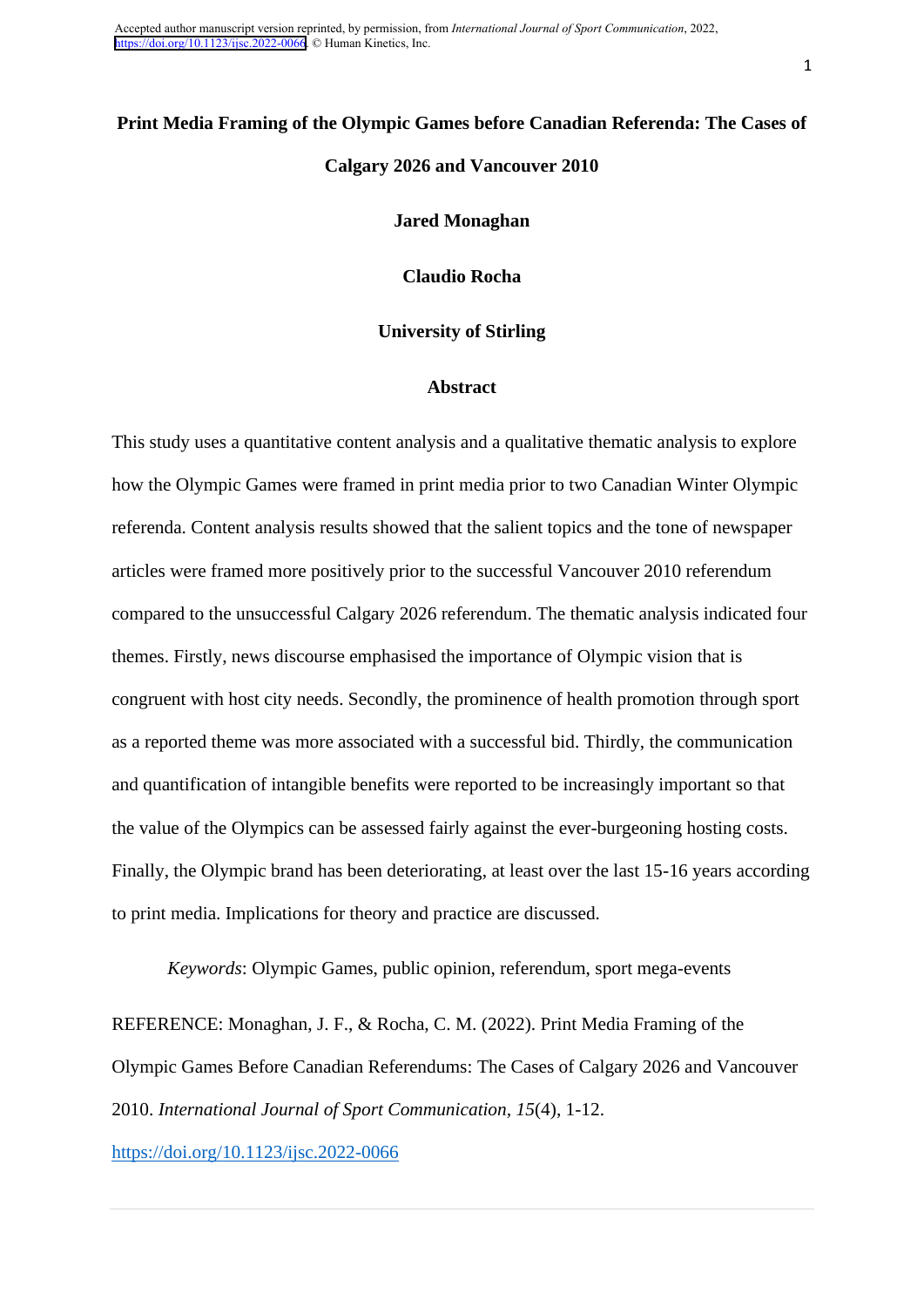Accepted author manuscript version reprinted, by permission, from *International Journal of Sport Communication*, 2022, https://doi.org/10.1123/ijsc.2022-0066. © Human Kinetics, Inc.

# Print Media Framing of the Olympic Games before Canadian Referenda: The Cases of Calgary 2026 and Vancouver 2010

**Jared Monaghan**

**Claudio Rocha**

**University of Stirling**

## Abstract

This study uses a quantitative content analysis and a qualitative thematic analysis to explore how the Olympic Games were framed in print media prior to two Canadian Winter Olympic referenda. Content analysis results showed that the salient topics and the tone of newspaper articles were framed more positively prior to the successful Vancouver 2010 referendum compared to the unsuccessful Calgary 2026 referendum. The thematic analysis indicated four themes. Firstly, news discourse emphasised the importance of Olympic vision that is congruent with host city needs. Secondly, the prominence of health promotion through sport as a reported theme was more associated with a successful bid. Thirdly, the communication and quantification of intangible benefits were reported to be increasingly important so that the value of the Olympics can be assessed fairly against the ever-burgeoning hosting costs. Finally, the Olympic brand has been deteriorating, at least over the last 15-16 years according to print media. Implications for theory and practice are discussed.

*Keywords*: Olympic Games, public opinion, referendum, sport mega-events

REFERENCE: Monaghan, J. F., & Rocha, C. M. (2022). Print Media Framing of the Olympic Games Before Canadian Referendums: The Cases of Calgary 2026 and Vancouver 2010. *International Journal of Sport Communication*, *15*(4), 1-12.

https://doi.org/10.1123/ijsc.2022-0066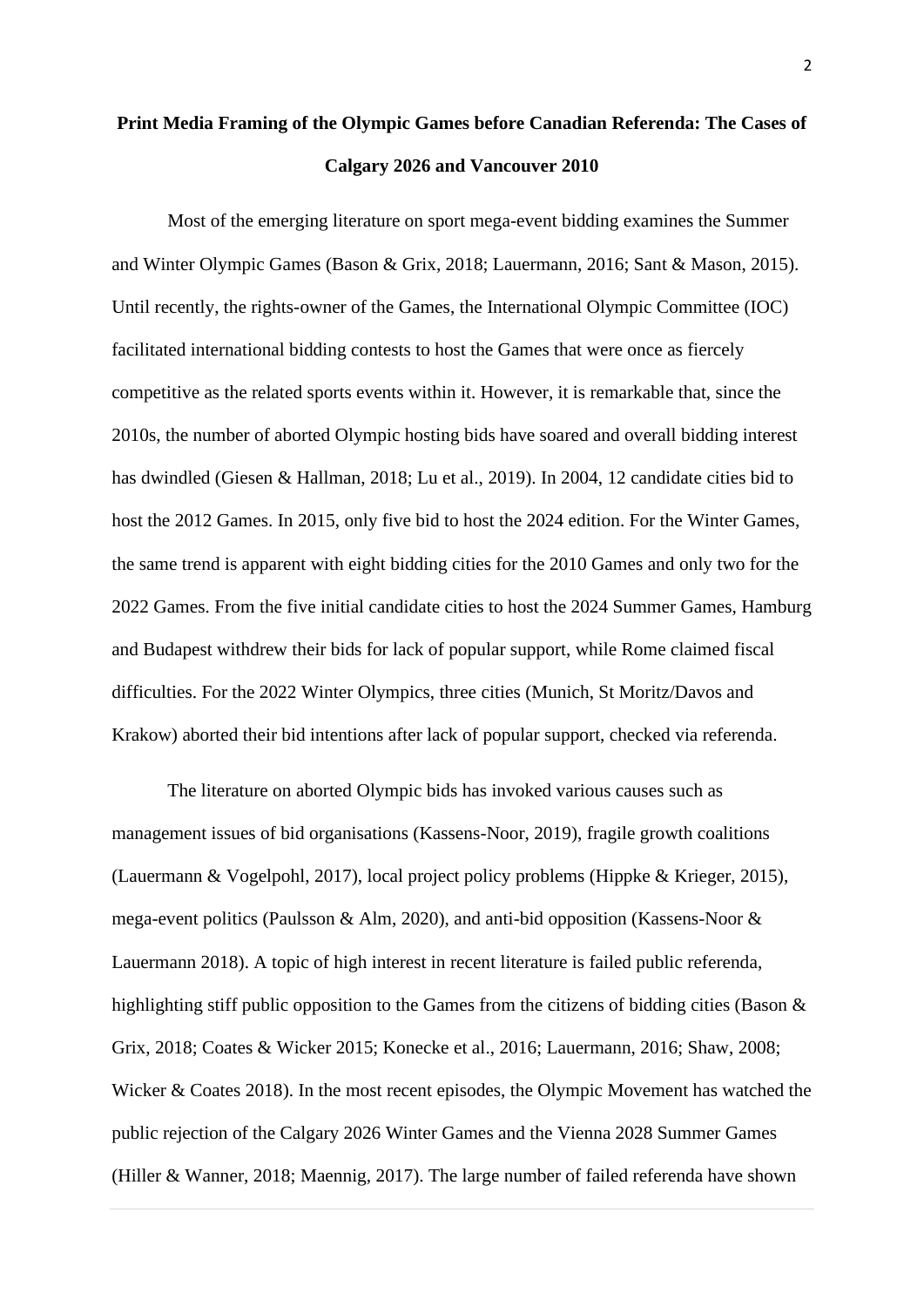# Print Media Framing of the Olympic Games before Canadian Referenda: The Cases of Calgary 2026 and Vancouver 2010

Most of the emerging literature on sport mega-event bidding examines the Summer and Winter Olympic Games (Bason & Grix, 2018; Lauermann, 2016; Sant & Mason, 2015). Until recently, the rights-owner of the Games, the International Olympic Committee (IOC) facilitated international bidding contests to host the Games that were once as fiercely competitive as the related sports events within it. However, it is remarkable that, since the 2010s, the number of aborted Olympic hosting bids have soared and overall bidding interest has dwindled (Giesen & Hallman, 2018; Lu et al., 2019). In 2004, 12 candidate cities bid to host the 2012 Games. In 2015, only five bid to host the 2024 edition. For the Winter Games, the same trend is apparent with eight bidding cities for the 2010 Games and only two for the 2022 Games. From the five initial candidate cities to host the 2024 Summer Games, Hamburg and Budapest withdrew their bids for lack of popular support, while Rome claimed fiscal difficulties. For the 2022 Winter Olympics, three cities (Munich, St Moritz/Davos and Krakow) aborted their bid intentions after lack of popular support, checked via referenda.

The literature on aborted Olympic bids has invoked various causes such as management issues of bid organisations (Kassens-Noor, 2019), fragile growth coalitions (Lauermann & Vogelpohl, 2017), local project policy problems (Hippke & Krieger, 2015), mega-event politics (Paulsson & Alm, 2020), and anti-bid opposition (Kassens-Noor & Lauermann 2018). A topic of high interest in recent literature is failed public referenda, highlighting stiff public opposition to the Games from the citizens of bidding cities (Bason & Grix, 2018; Coates & Wicker 2015; Konecke et al., 2016; Lauermann, 2016; Shaw, 2008; Wicker & Coates 2018). In the most recent episodes, the Olympic Movement has watched the public rejection of the Calgary 2026 Winter Games and the Vienna 2028 Summer Games (Hiller & Wanner, 2018; Maennig, 2017). The large number of failed referenda have shown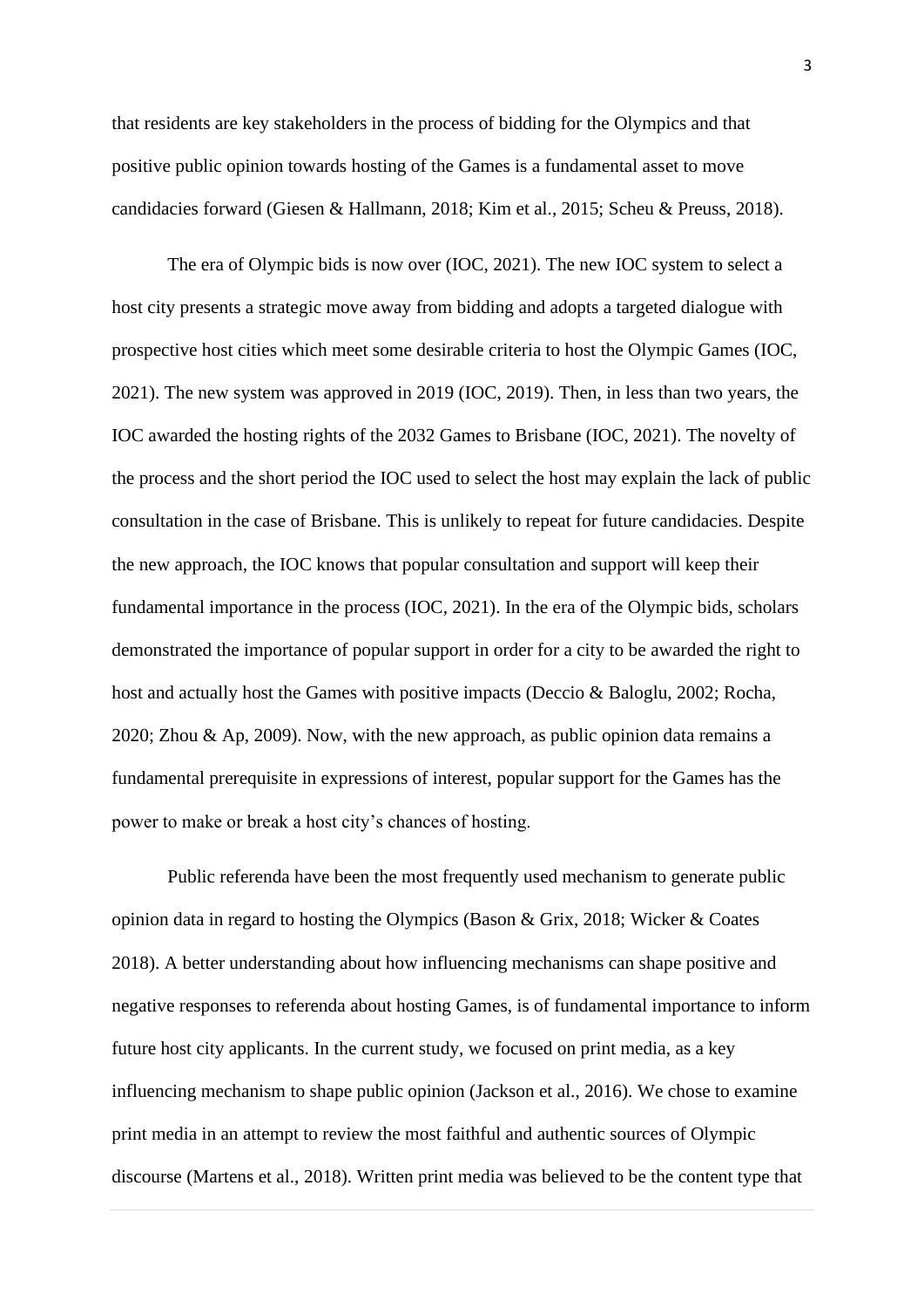that residents are key stakeholders in the process of bidding for the Olympics and that positive public opinion towards hosting of the Games is a fundamental asset to move candidacies forward (Giesen & Hallmann, 2018; Kim et al., 2015; Scheu & Preuss, 2018).

The era of Olympic bids is now over (IOC, 2021). The new IOC system to select a host city presents a strategic move away from bidding and adopts a targeted dialogue with prospective host cities which meet some desirable criteria to host the Olympic Games (IOC, 2021). The new system was approved in 2019 (IOC, 2019). Then, in less than two years, the IOC awarded the hosting rights of the 2032 Games to Brisbane (IOC, 2021). The novelty of the process and the short period the IOC used to select the host may explain the lack of public consultation in the case of Brisbane. This is unlikely to repeat for future candidacies. Despite the new approach, the IOC knows that popular consultation and support will keep their fundamental importance in the process (IOC, 2021). In the era of the Olympic bids, scholars demonstrated the importance of popular support in order for a city to be awarded the right to host and actually host the Games with positive impacts (Deccio & Baloglu, 2002; Rocha, 2020; Zhou & Ap, 2009). Now, with the new approach, as public opinion data remains a fundamental prerequisite in expressions of interest, popular support for the Games has the power to make or break a host city's chances of hosting.

Public referenda have been the most frequently used mechanism to generate public opinion data in regard to hosting the Olympics (Bason & Grix, 2018; Wicker & Coates 2018). A better understanding about how influencing mechanisms can shape positive and negative responses to referenda about hosting Games, is of fundamental importance to inform future host city applicants. In the current study, we focused on print media, as a key influencing mechanism to shape public opinion (Jackson et al., 2016). We chose to examine print media in an attempt to review the most faithful and authentic sources of Olympic discourse (Martens et al., 2018). Written print media was believed to be the content type that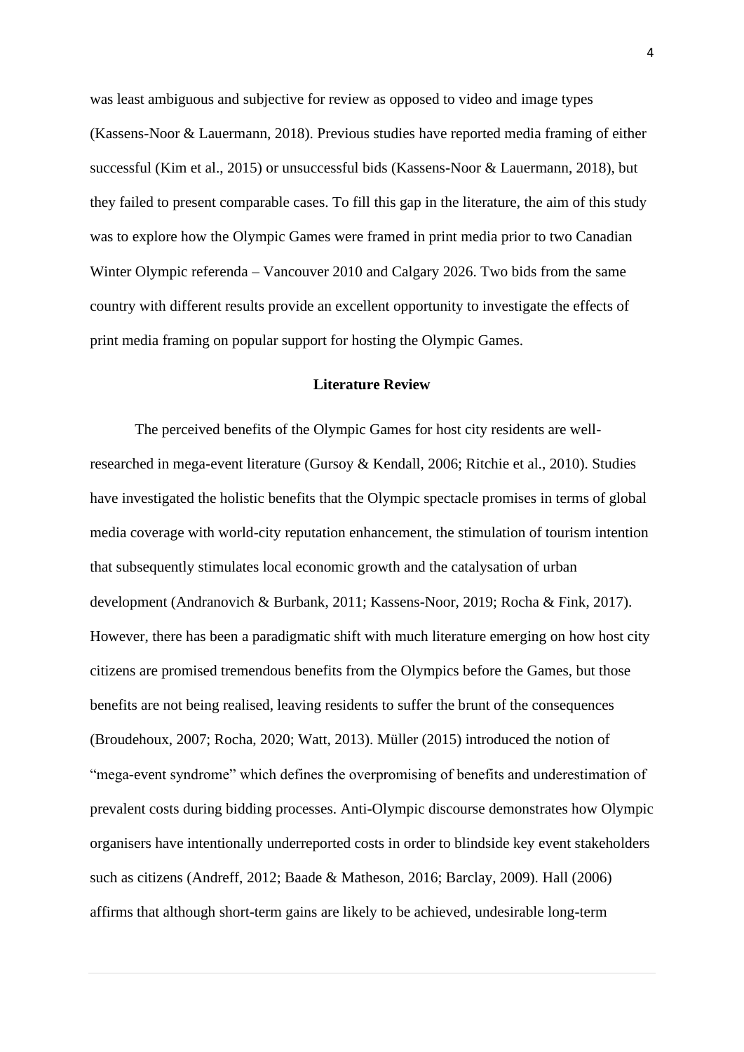was least ambiguous and subjective for review as opposed to video and image types (Kassens-Noor & Lauermann, 2018). Previous studies have reported media framing of either successful (Kim et al., 2015) or unsuccessful bids (Kassens-Noor & Lauermann, 2018), but they failed to present comparable cases. To fill this gap in the literature, the aim of this study was to explore how the Olympic Games were framed in print media prior to two Canadian Winter Olympic referenda – Vancouver 2010 and Calgary 2026. Two bids from the same country with different results provide an excellent opportunity to investigate the effects of print media framing on popular support for hosting the Olympic Games.

## Literature Review

The perceived benefits of the Olympic Games for host city residents are well-researched in mega-event literature (Gursoy & Kendall, 2006; Ritchie et al., 2010). Studies have investigated the holistic benefits that the Olympic spectacle promises in terms of global media coverage with world-city reputation enhancement, the stimulation of tourism intention that subsequently stimulates local economic growth and the catalysation of urban development (Andranovich & Burbank, 2011; Kassens-Noor, 2019; Rocha & Fink, 2017). However, there has been a paradigmatic shift with much literature emerging on how host city citizens are promised tremendous benefits from the Olympics before the Games, but those benefits are not being realised, leaving residents to suffer the brunt of the consequences (Broudehoux, 2007; Rocha, 2020; Watt, 2013). Müller (2015) introduced the notion of "mega-event syndrome" which defines the overpromising of benefits and underestimation of prevalent costs during bidding processes. Anti-Olympic discourse demonstrates how Olympic organisers have intentionally underreported costs in order to blindside key event stakeholders such as citizens (Andreff, 2012; Baade & Matheson, 2016; Barclay, 2009). Hall (2006) affirms that although short-term gains are likely to be achieved, undesirable long-term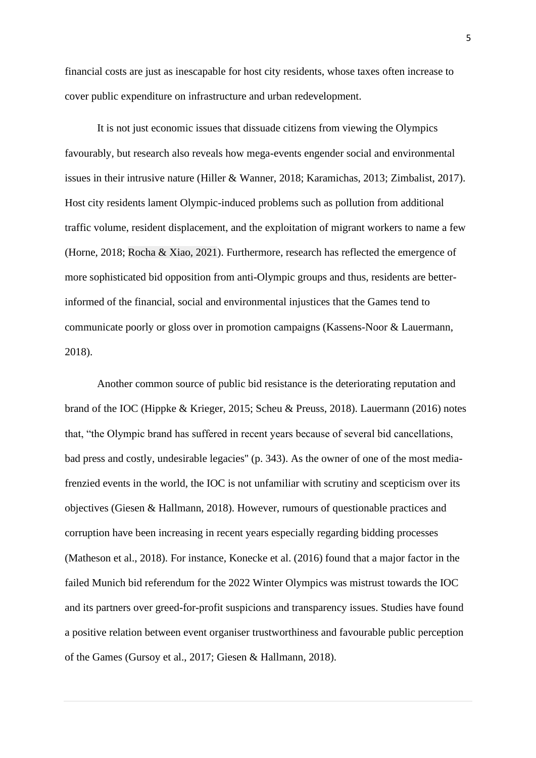financial costs are just as inescapable for host city residents, whose taxes often increase to cover public expenditure on infrastructure and urban redevelopment.

It is not just economic issues that dissuade citizens from viewing the Olympics favourably, but research also reveals how mega-events engender social and environmental issues in their intrusive nature (Hiller & Wanner, 2018; Karamichas, 2013; Zimbalist, 2017). Host city residents lament Olympic-induced problems such as pollution from additional traffic volume, resident displacement, and the exploitation of migrant workers to name a few (Horne, 2018; Rocha & Xiao, 2021). Furthermore, research has reflected the emergence of more sophisticated bid opposition from anti-Olympic groups and thus, residents are better-informed of the financial, social and environmental injustices that the Games tend to communicate poorly or gloss over in promotion campaigns (Kassens-Noor & Lauermann, 2018).

Another common source of public bid resistance is the deteriorating reputation and brand of the IOC (Hippke & Krieger, 2015; Scheu & Preuss, 2018). Lauermann (2016) notes that, "the Olympic brand has suffered in recent years because of several bid cancellations, bad press and costly, undesirable legacies" (p. 343). As the owner of one of the most media-frenzied events in the world, the IOC is not unfamiliar with scrutiny and scepticism over its objectives (Giesen & Hallmann, 2018). However, rumours of questionable practices and corruption have been increasing in recent years especially regarding bidding processes (Matheson et al., 2018). For instance, Konecke et al. (2016) found that a major factor in the failed Munich bid referendum for the 2022 Winter Olympics was mistrust towards the IOC and its partners over greed-for-profit suspicions and transparency issues. Studies have found a positive relation between event organiser trustworthiness and favourable public perception of the Games (Gursoy et al., 2017; Giesen & Hallmann, 2018).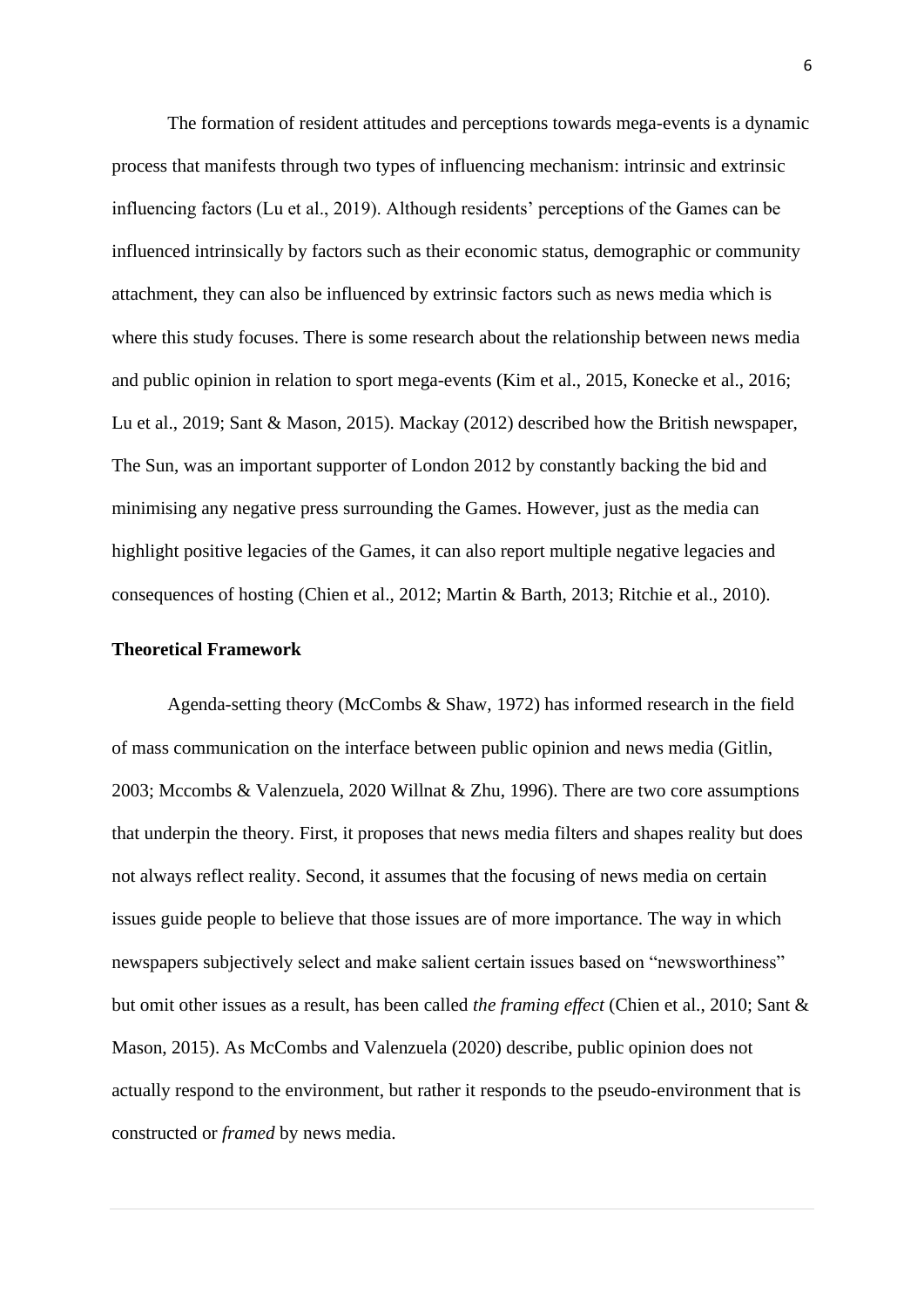The formation of resident attitudes and perceptions towards mega-events is a dynamic process that manifests through two types of influencing mechanism: intrinsic and extrinsic influencing factors (Lu et al., 2019). Although residents' perceptions of the Games can be influenced intrinsically by factors such as their economic status, demographic or community attachment, they can also be influenced by extrinsic factors such as news media which is where this study focuses. There is some research about the relationship between news media and public opinion in relation to sport mega-events (Kim et al., 2015, Konecke et al., 2016; Lu et al., 2019; Sant & Mason, 2015). Mackay (2012) described how the British newspaper, The Sun, was an important supporter of London 2012 by constantly backing the bid and minimising any negative press surrounding the Games. However, just as the media can highlight positive legacies of the Games, it can also report multiple negative legacies and consequences of hosting (Chien et al., 2012; Martin & Barth, 2013; Ritchie et al., 2010).

## Theoretical Framework

Agenda-setting theory (McCombs & Shaw, 1972) has informed research in the field of mass communication on the interface between public opinion and news media (Gitlin, 2003; Mccombs & Valenzuela, 2020 Willnat & Zhu, 1996). There are two core assumptions that underpin the theory. First, it proposes that news media filters and shapes reality but does not always reflect reality. Second, it assumes that the focusing of news media on certain issues guide people to believe that those issues are of more importance. The way in which newspapers subjectively select and make salient certain issues based on "newsworthiness" but omit other issues as a result, has been called *the framing effect* (Chien et al., 2010; Sant & Mason, 2015). As McCombs and Valenzuela (2020) describe, public opinion does not actually respond to the environment, but rather it responds to the pseudo-environment that is constructed or *framed* by news media.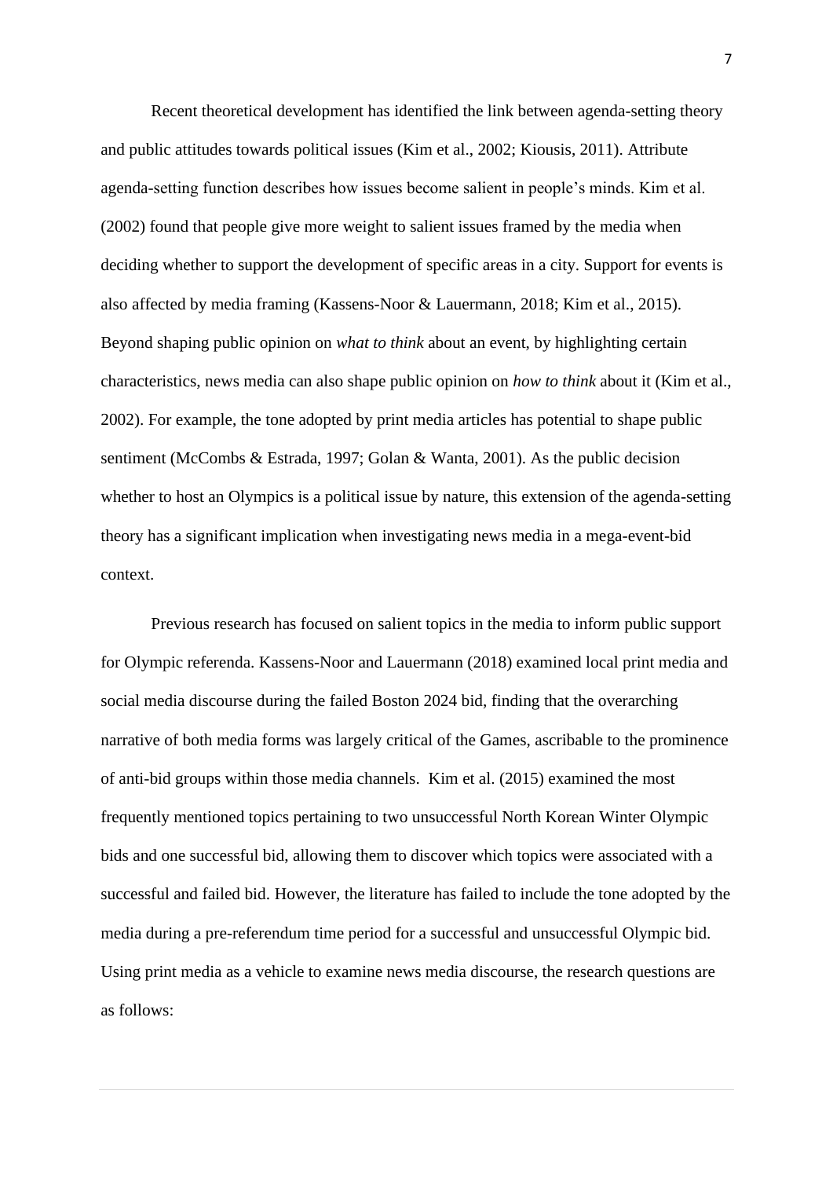Recent theoretical development has identified the link between agenda-setting theory and public attitudes towards political issues (Kim et al., 2002; Kiousis, 2011). Attribute agenda-setting function describes how issues become salient in people's minds. Kim et al. (2002) found that people give more weight to salient issues framed by the media when deciding whether to support the development of specific areas in a city. Support for events is also affected by media framing (Kassens-Noor & Lauermann, 2018; Kim et al., 2015). Beyond shaping public opinion on *what to think* about an event, by highlighting certain characteristics, news media can also shape public opinion on *how to think* about it (Kim et al., 2002). For example, the tone adopted by print media articles has potential to shape public sentiment (McCombs & Estrada, 1997; Golan & Wanta, 2001). As the public decision whether to host an Olympics is a political issue by nature, this extension of the agenda-setting theory has a significant implication when investigating news media in a mega-event-bid context.

Previous research has focused on salient topics in the media to inform public support for Olympic referenda. Kassens-Noor and Lauermann (2018) examined local print media and social media discourse during the failed Boston 2024 bid, finding that the overarching narrative of both media forms was largely critical of the Games, ascribable to the prominence of anti-bid groups within those media channels. Kim et al. (2015) examined the most frequently mentioned topics pertaining to two unsuccessful North Korean Winter Olympic bids and one successful bid, allowing them to discover which topics were associated with a successful and failed bid. However, the literature has failed to include the tone adopted by the media during a pre-referendum time period for a successful and unsuccessful Olympic bid. Using print media as a vehicle to examine news media discourse, the research questions are as follows: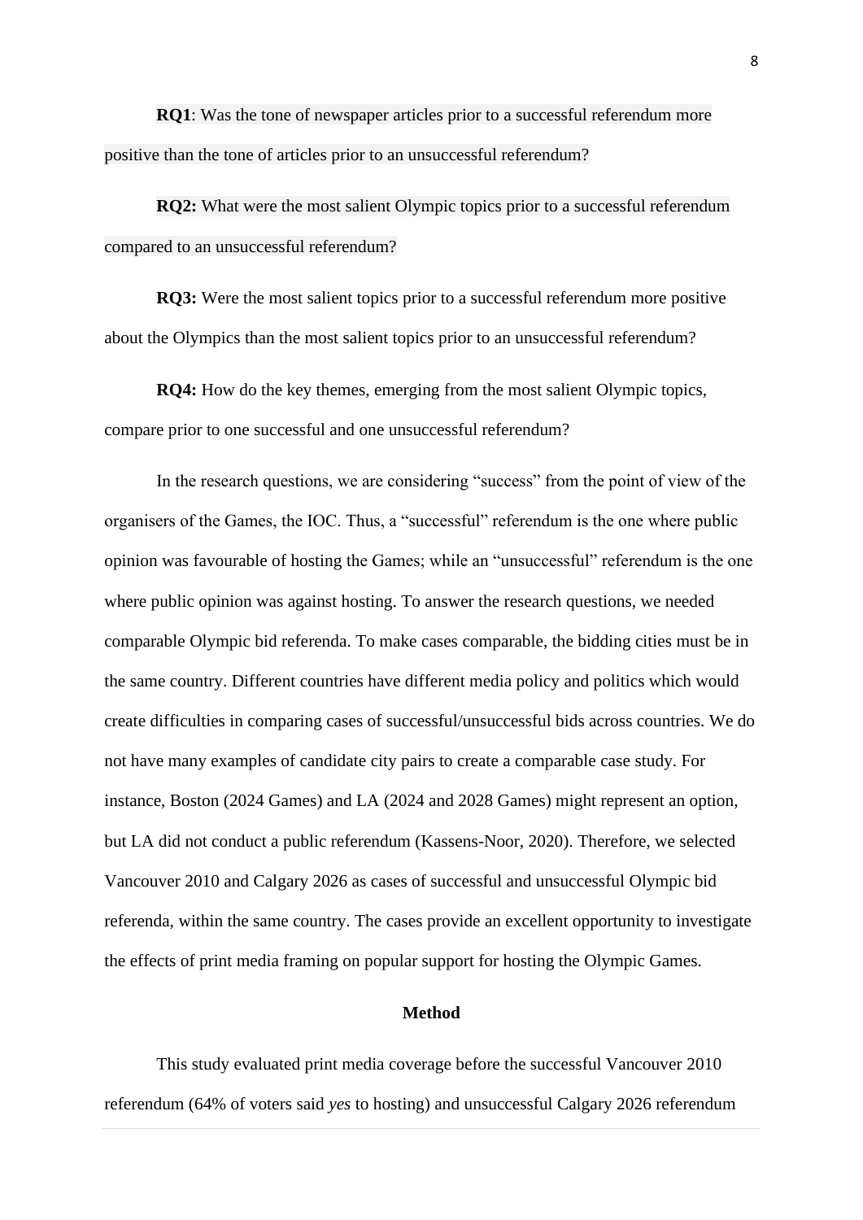**RQ1**: Was the tone of newspaper articles prior to a successful referendum more positive than the tone of articles prior to an unsuccessful referendum?

**RQ2:** What were the most salient Olympic topics prior to a successful referendum compared to an unsuccessful referendum?

**RQ3:** Were the most salient topics prior to a successful referendum more positive about the Olympics than the most salient topics prior to an unsuccessful referendum?

**RQ4:** How do the key themes, emerging from the most salient Olympic topics, compare prior to one successful and one unsuccessful referendum?

In the research questions, we are considering "success" from the point of view of the organisers of the Games, the IOC. Thus, a "successful" referendum is the one where public opinion was favourable of hosting the Games; while an "unsuccessful" referendum is the one where public opinion was against hosting. To answer the research questions, we needed comparable Olympic bid referenda. To make cases comparable, the bidding cities must be in the same country. Different countries have different media policy and politics which would create difficulties in comparing cases of successful/unsuccessful bids across countries. We do not have many examples of candidate city pairs to create a comparable case study. For instance, Boston (2024 Games) and LA (2024 and 2028 Games) might represent an option, but LA did not conduct a public referendum (Kassens-Noor, 2020). Therefore, we selected Vancouver 2010 and Calgary 2026 as cases of successful and unsuccessful Olympic bid referenda, within the same country. The cases provide an excellent opportunity to investigate the effects of print media framing on popular support for hosting the Olympic Games.

## Method

This study evaluated print media coverage before the successful Vancouver 2010 referendum (64% of voters said *yes* to hosting) and unsuccessful Calgary 2026 referendum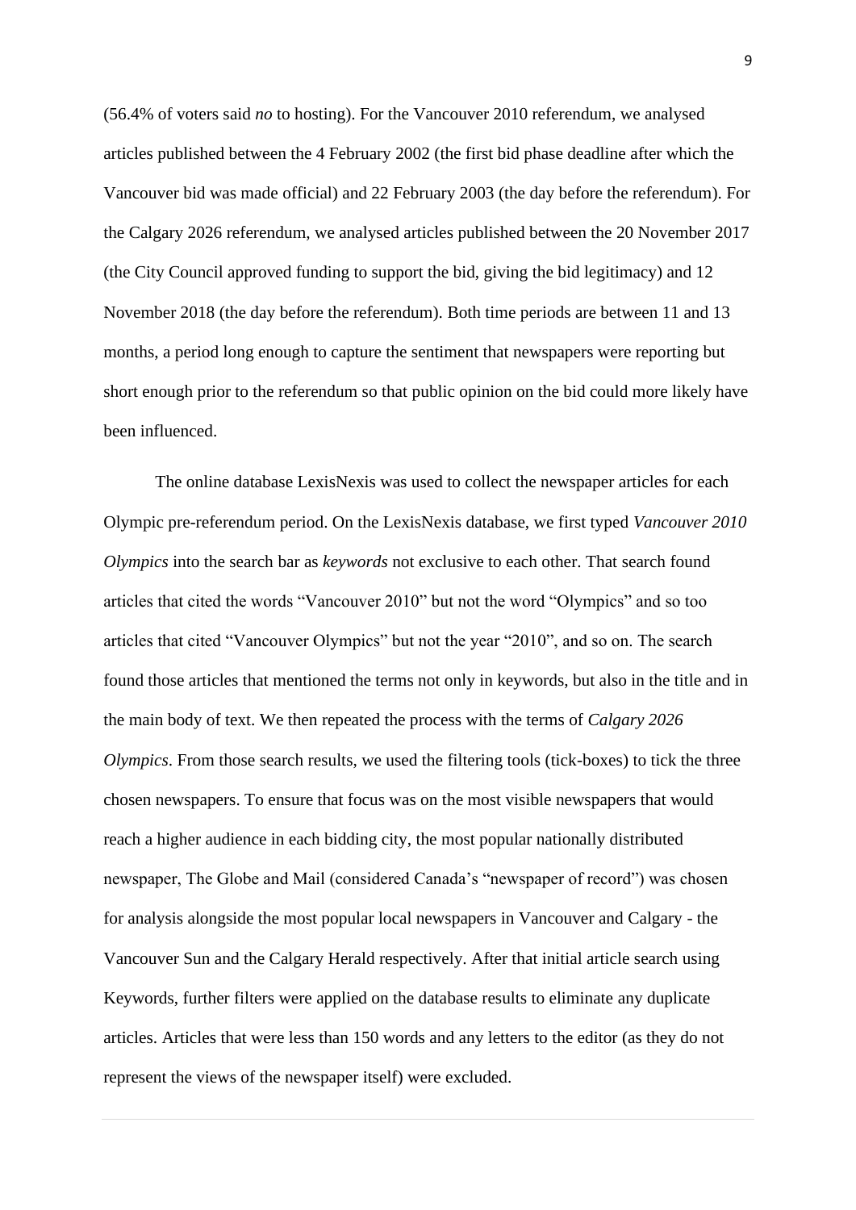(56.4% of voters said *no* to hosting). For the Vancouver 2010 referendum, we analysed articles published between the 4 February 2002 (the first bid phase deadline after which the Vancouver bid was made official) and 22 February 2003 (the day before the referendum). For the Calgary 2026 referendum, we analysed articles published between the 20 November 2017 (the City Council approved funding to support the bid, giving the bid legitimacy) and 12 November 2018 (the day before the referendum). Both time periods are between 11 and 13 months, a period long enough to capture the sentiment that newspapers were reporting but short enough prior to the referendum so that public opinion on the bid could more likely have been influenced.

The online database LexisNexis was used to collect the newspaper articles for each Olympic pre-referendum period. On the LexisNexis database, we first typed *Vancouver 2010 Olympics* into the search bar as *keywords* not exclusive to each other. That search found articles that cited the words "Vancouver 2010" but not the word "Olympics" and so too articles that cited "Vancouver Olympics" but not the year "2010", and so on. The search found those articles that mentioned the terms not only in keywords, but also in the title and in the main body of text. We then repeated the process with the terms of *Calgary 2026 Olympics*. From those search results, we used the filtering tools (tick-boxes) to tick the three chosen newspapers. To ensure that focus was on the most visible newspapers that would reach a higher audience in each bidding city, the most popular nationally distributed newspaper, The Globe and Mail (considered Canada's "newspaper of record") was chosen for analysis alongside the most popular local newspapers in Vancouver and Calgary - the Vancouver Sun and the Calgary Herald respectively. After that initial article search using Keywords, further filters were applied on the database results to eliminate any duplicate articles. Articles that were less than 150 words and any letters to the editor (as they do not represent the views of the newspaper itself) were excluded.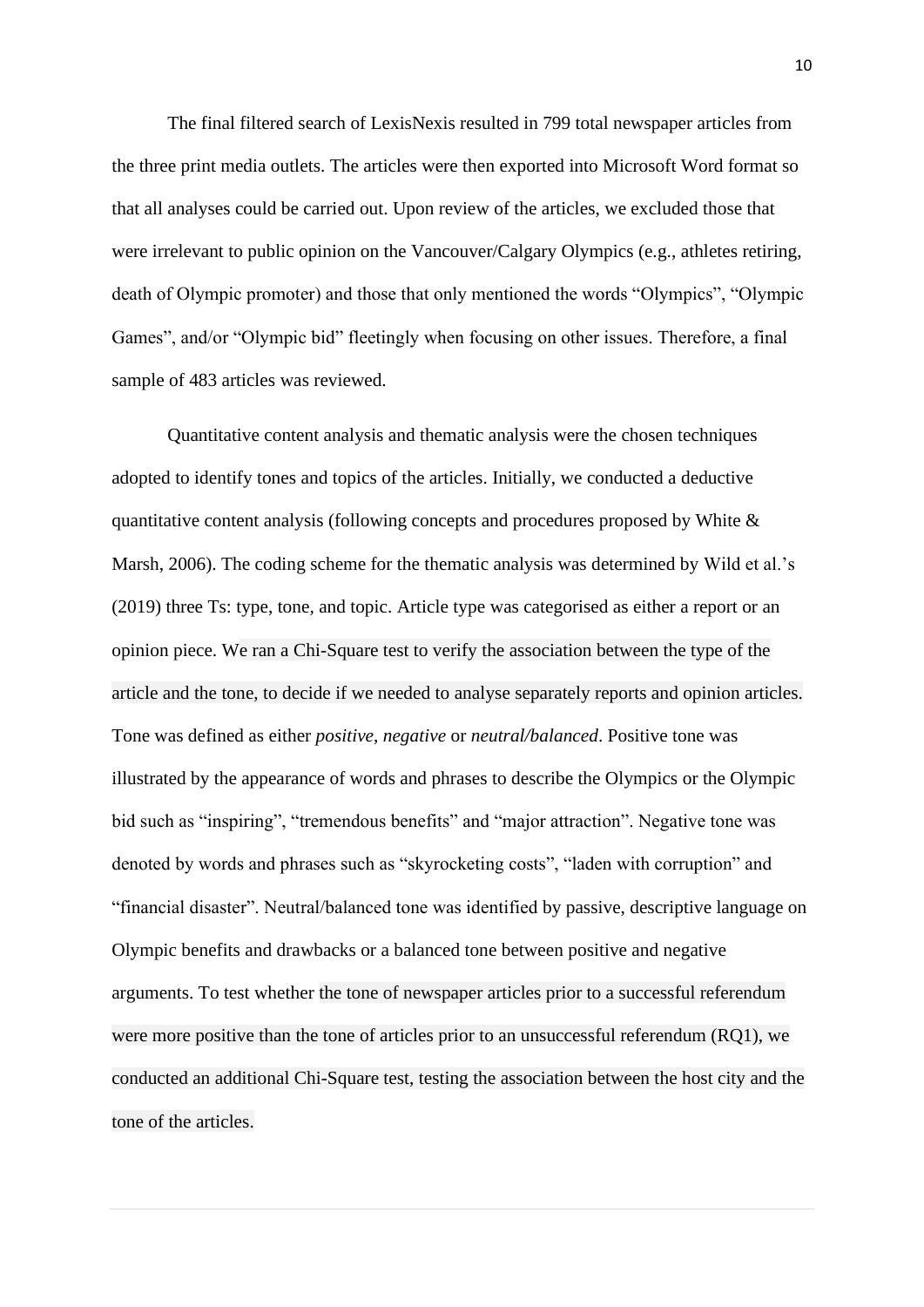The final filtered search of LexisNexis resulted in 799 total newspaper articles from the three print media outlets. The articles were then exported into Microsoft Word format so that all analyses could be carried out. Upon review of the articles, we excluded those that were irrelevant to public opinion on the Vancouver/Calgary Olympics (e.g., athletes retiring, death of Olympic promoter) and those that only mentioned the words "Olympics", "Olympic Games", and/or "Olympic bid" fleetingly when focusing on other issues. Therefore, a final sample of 483 articles was reviewed.

Quantitative content analysis and thematic analysis were the chosen techniques adopted to identify tones and topics of the articles. Initially, we conducted a deductive quantitative content analysis (following concepts and procedures proposed by White & Marsh, 2006). The coding scheme for the thematic analysis was determined by Wild et al.'s (2019) three Ts: type, tone, and topic. Article type was categorised as either a report or an opinion piece. We ran a Chi-Square test to verify the association between the type of the article and the tone, to decide if we needed to analyse separately reports and opinion articles. Tone was defined as either *positive*, *negative* or *neutral/balanced*. Positive tone was illustrated by the appearance of words and phrases to describe the Olympics or the Olympic bid such as "inspiring", "tremendous benefits" and "major attraction". Negative tone was denoted by words and phrases such as "skyrocketing costs", "laden with corruption" and "financial disaster". Neutral/balanced tone was identified by passive, descriptive language on Olympic benefits and drawbacks or a balanced tone between positive and negative arguments. To test whether the tone of newspaper articles prior to a successful referendum were more positive than the tone of articles prior to an unsuccessful referendum (RQ1), we conducted an additional Chi-Square test, testing the association between the host city and the tone of the articles.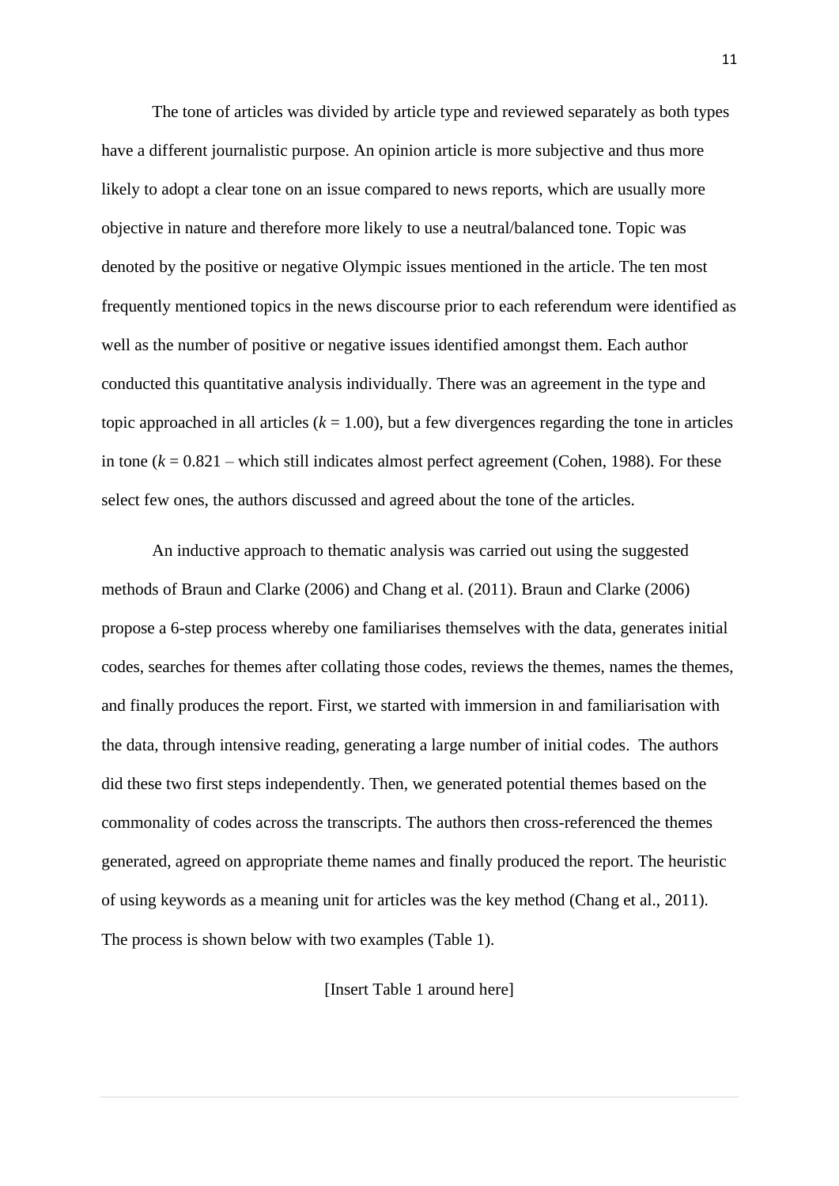The tone of articles was divided by article type and reviewed separately as both types have a different journalistic purpose. An opinion article is more subjective and thus more likely to adopt a clear tone on an issue compared to news reports, which are usually more objective in nature and therefore more likely to use a neutral/balanced tone. Topic was denoted by the positive or negative Olympic issues mentioned in the article. The ten most frequently mentioned topics in the news discourse prior to each referendum were identified as well as the number of positive or negative issues identified amongst them. Each author conducted this quantitative analysis individually. There was an agreement in the type and topic approached in all articles ($k$ = 1.00), but a few divergences regarding the tone in articles in tone ($k$ = 0.821 – which still indicates almost perfect agreement (Cohen, 1988). For these select few ones, the authors discussed and agreed about the tone of the articles.

An inductive approach to thematic analysis was carried out using the suggested methods of Braun and Clarke (2006) and Chang et al. (2011). Braun and Clarke (2006) propose a 6-step process whereby one familiarises themselves with the data, generates initial codes, searches for themes after collating those codes, reviews the themes, names the themes, and finally produces the report. First, we started with immersion in and familiarisation with the data, through intensive reading, generating a large number of initial codes. The authors did these two first steps independently. Then, we generated potential themes based on the commonality of codes across the transcripts. The authors then cross-referenced the themes generated, agreed on appropriate theme names and finally produced the report. The heuristic of using keywords as a meaning unit for articles was the key method (Chang et al., 2011). The process is shown below with two examples (Table 1).

[Insert Table 1 around here]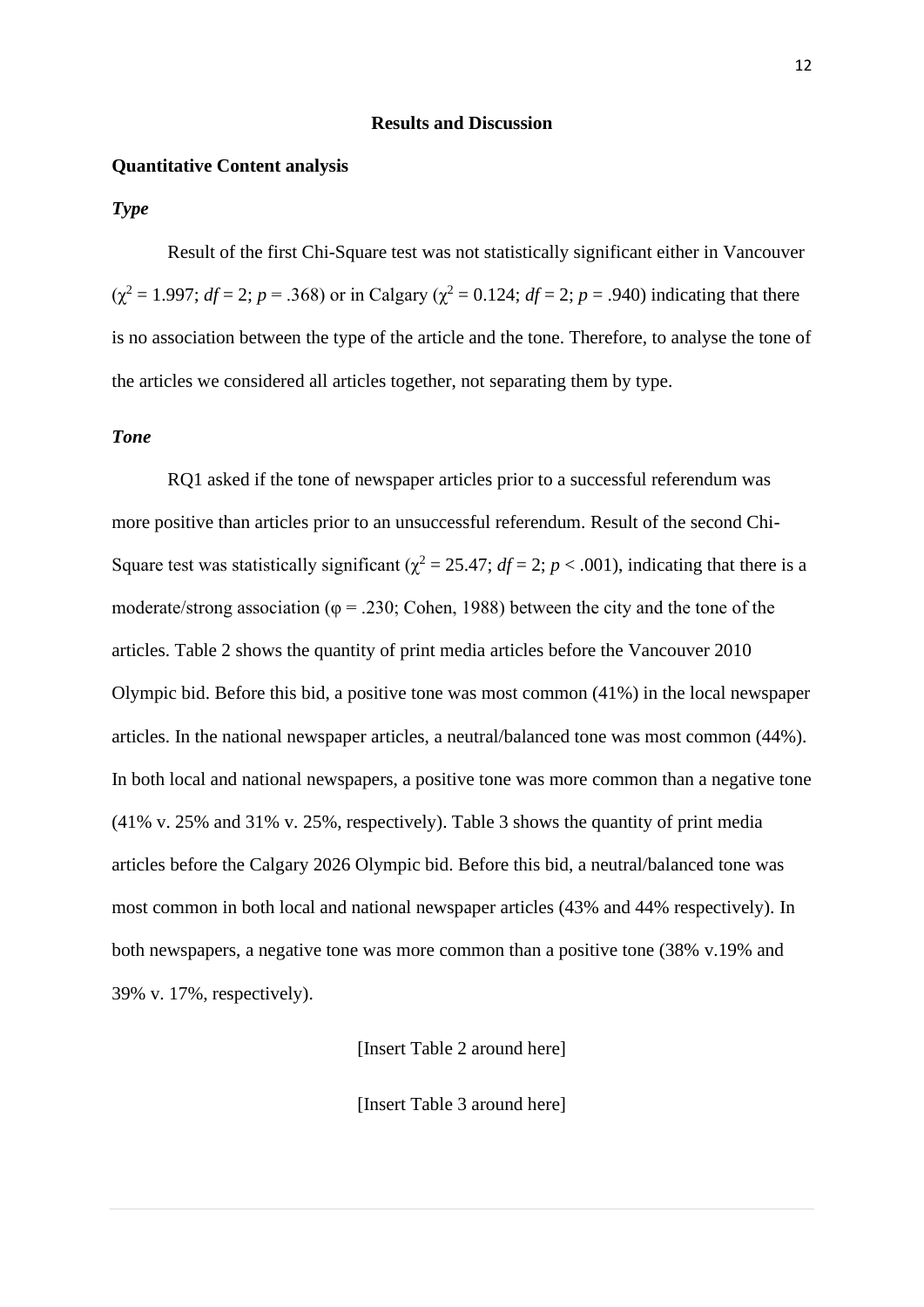## Results and Discussion

### Quantitative Content analysis

#### *Type*

Result of the first Chi-Square test was not statistically significant either in Vancouver ($\chi^2 = 1.997$; $df = 2$; $p = .368$) or in Calgary ($\chi^2 = 0.124$; $df = 2$; $p = .940$) indicating that there is no association between the type of the article and the tone. Therefore, to analyse the tone of the articles we considered all articles together, not separating them by type.

#### *Tone*

RQ1 asked if the tone of newspaper articles prior to a successful referendum was more positive than articles prior to an unsuccessful referendum. Result of the second Chi-Square test was statistically significant ($\chi^2 = 25.47$; $df = 2$; $p < .001$), indicating that there is a moderate/strong association ($\varphi = .230$; Cohen, 1988) between the city and the tone of the articles. Table 2 shows the quantity of print media articles before the Vancouver 2010 Olympic bid. Before this bid, a positive tone was most common (41%) in the local newspaper articles. In the national newspaper articles, a neutral/balanced tone was most common (44%). In both local and national newspapers, a positive tone was more common than a negative tone (41% v. 25% and 31% v. 25%, respectively). Table 3 shows the quantity of print media articles before the Calgary 2026 Olympic bid. Before this bid, a neutral/balanced tone was most common in both local and national newspaper articles (43% and 44% respectively). In both newspapers, a negative tone was more common than a positive tone (38% v.19% and 39% v. 17%, respectively).

[Insert Table 2 around here]

[Insert Table 3 around here]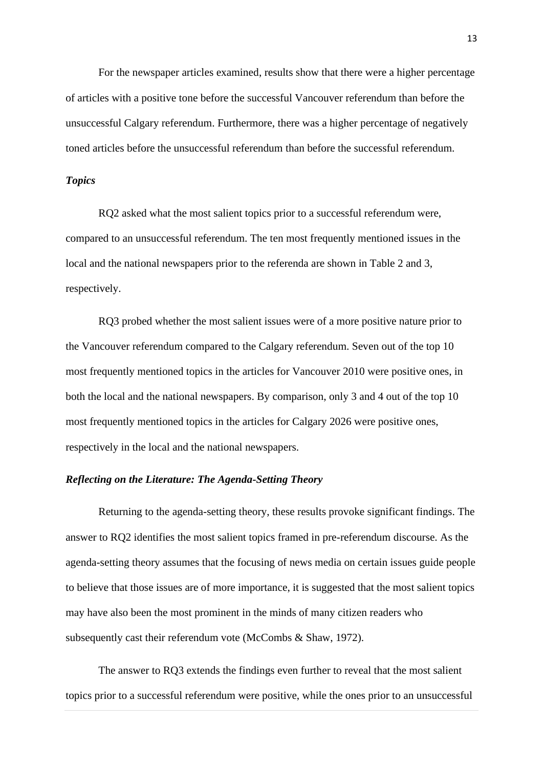For the newspaper articles examined, results show that there were a higher percentage of articles with a positive tone before the successful Vancouver referendum than before the unsuccessful Calgary referendum. Furthermore, there was a higher percentage of negatively toned articles before the unsuccessful referendum than before the successful referendum.

### *Topics*

RQ2 asked what the most salient topics prior to a successful referendum were, compared to an unsuccessful referendum. The ten most frequently mentioned issues in the local and the national newspapers prior to the referenda are shown in Table 2 and 3, respectively.

RQ3 probed whether the most salient issues were of a more positive nature prior to the Vancouver referendum compared to the Calgary referendum. Seven out of the top 10 most frequently mentioned topics in the articles for Vancouver 2010 were positive ones, in both the local and the national newspapers. By comparison, only 3 and 4 out of the top 10 most frequently mentioned topics in the articles for Calgary 2026 were positive ones, respectively in the local and the national newspapers.

### *Reflecting on the Literature: The Agenda-Setting Theory*

Returning to the agenda-setting theory, these results provoke significant findings. The answer to RQ2 identifies the most salient topics framed in pre-referendum discourse. As the agenda-setting theory assumes that the focusing of news media on certain issues guide people to believe that those issues are of more importance, it is suggested that the most salient topics may have also been the most prominent in the minds of many citizen readers who subsequently cast their referendum vote (McCombs & Shaw, 1972).

The answer to RQ3 extends the findings even further to reveal that the most salient topics prior to a successful referendum were positive, while the ones prior to an unsuccessful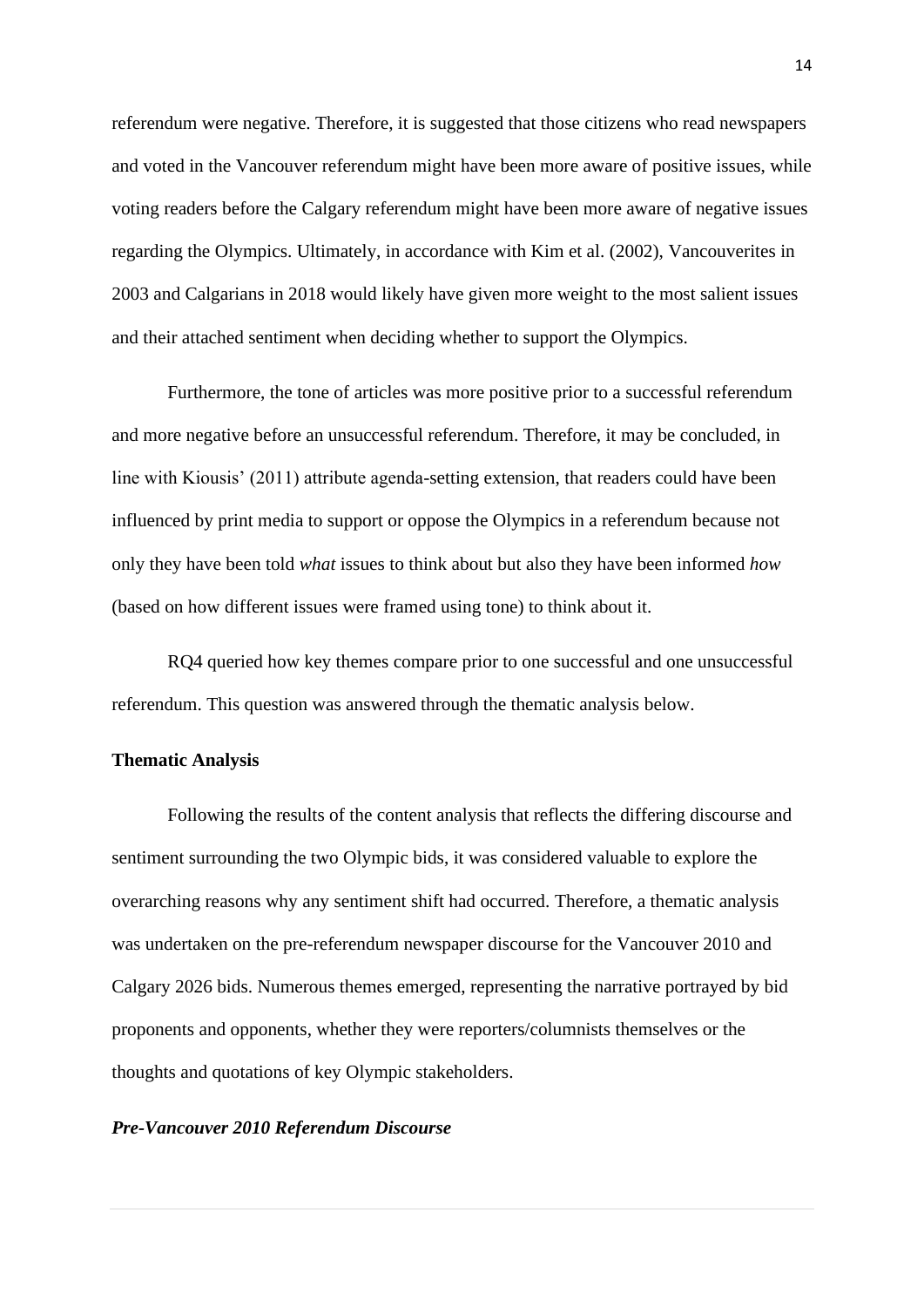referendum were negative. Therefore, it is suggested that those citizens who read newspapers and voted in the Vancouver referendum might have been more aware of positive issues, while voting readers before the Calgary referendum might have been more aware of negative issues regarding the Olympics. Ultimately, in accordance with Kim et al. (2002), Vancouverites in 2003 and Calgarians in 2018 would likely have given more weight to the most salient issues and their attached sentiment when deciding whether to support the Olympics.

Furthermore, the tone of articles was more positive prior to a successful referendum and more negative before an unsuccessful referendum. Therefore, it may be concluded, in line with Kiousis' (2011) attribute agenda-setting extension, that readers could have been influenced by print media to support or oppose the Olympics in a referendum because not only they have been told *what* issues to think about but also they have been informed *how* (based on how different issues were framed using tone) to think about it.

RQ4 queried how key themes compare prior to one successful and one unsuccessful referendum. This question was answered through the thematic analysis below.

**Thematic Analysis**

Following the results of the content analysis that reflects the differing discourse and sentiment surrounding the two Olympic bids, it was considered valuable to explore the overarching reasons why any sentiment shift had occurred. Therefore, a thematic analysis was undertaken on the pre-referendum newspaper discourse for the Vancouver 2010 and Calgary 2026 bids. Numerous themes emerged, representing the narrative portrayed by bid proponents and opponents, whether they were reporters/columnists themselves or the thoughts and quotations of key Olympic stakeholders.

***Pre-Vancouver 2010 Referendum Discourse***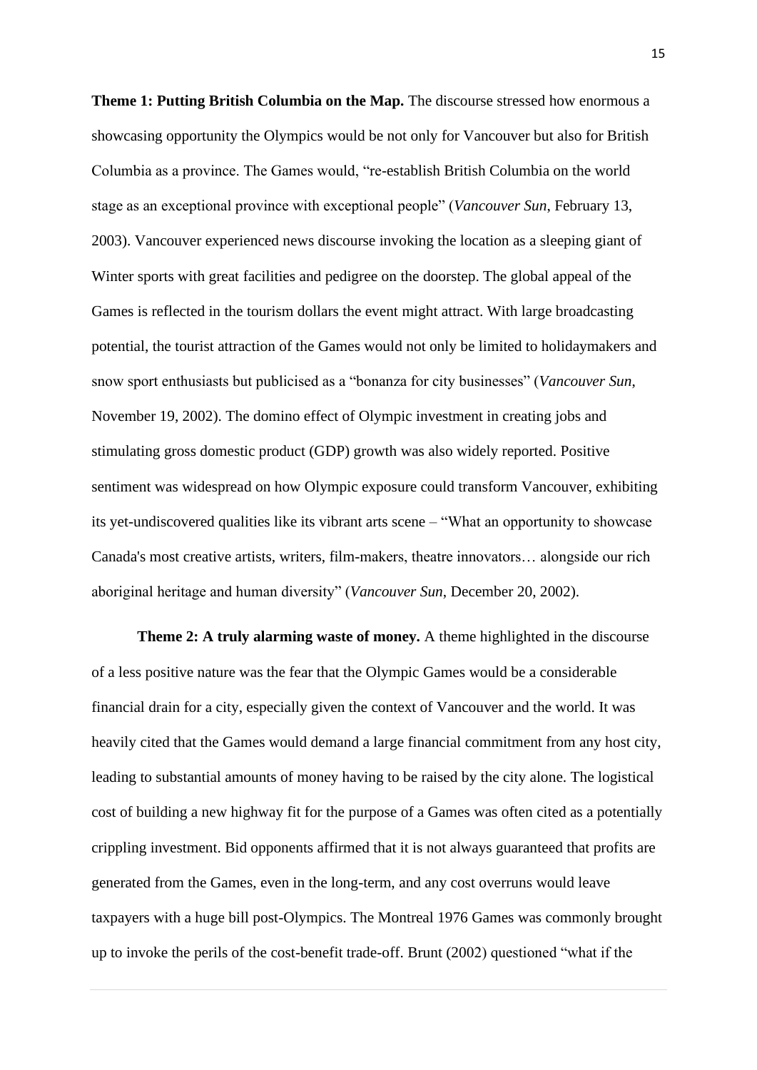**Theme 1: Putting British Columbia on the Map.** The discourse stressed how enormous a showcasing opportunity the Olympics would be not only for Vancouver but also for British Columbia as a province. The Games would, "re-establish British Columbia on the world stage as an exceptional province with exceptional people" (*Vancouver Sun*, February 13, 2003). Vancouver experienced news discourse invoking the location as a sleeping giant of Winter sports with great facilities and pedigree on the doorstep. The global appeal of the Games is reflected in the tourism dollars the event might attract. With large broadcasting potential, the tourist attraction of the Games would not only be limited to holidaymakers and snow sport enthusiasts but publicised as a "bonanza for city businesses" (*Vancouver Sun*, November 19, 2002). The domino effect of Olympic investment in creating jobs and stimulating gross domestic product (GDP) growth was also widely reported. Positive sentiment was widespread on how Olympic exposure could transform Vancouver, exhibiting its yet-undiscovered qualities like its vibrant arts scene – "What an opportunity to showcase Canada's most creative artists, writers, film-makers, theatre innovators… alongside our rich aboriginal heritage and human diversity" (*Vancouver Sun*, December 20, 2002).

**Theme 2: A truly alarming waste of money.** A theme highlighted in the discourse of a less positive nature was the fear that the Olympic Games would be a considerable financial drain for a city, especially given the context of Vancouver and the world. It was heavily cited that the Games would demand a large financial commitment from any host city, leading to substantial amounts of money having to be raised by the city alone. The logistical cost of building a new highway fit for the purpose of a Games was often cited as a potentially crippling investment. Bid opponents affirmed that it is not always guaranteed that profits are generated from the Games, even in the long-term, and any cost overruns would leave taxpayers with a huge bill post-Olympics. The Montreal 1976 Games was commonly brought up to invoke the perils of the cost-benefit trade-off. Brunt (2002) questioned "what if the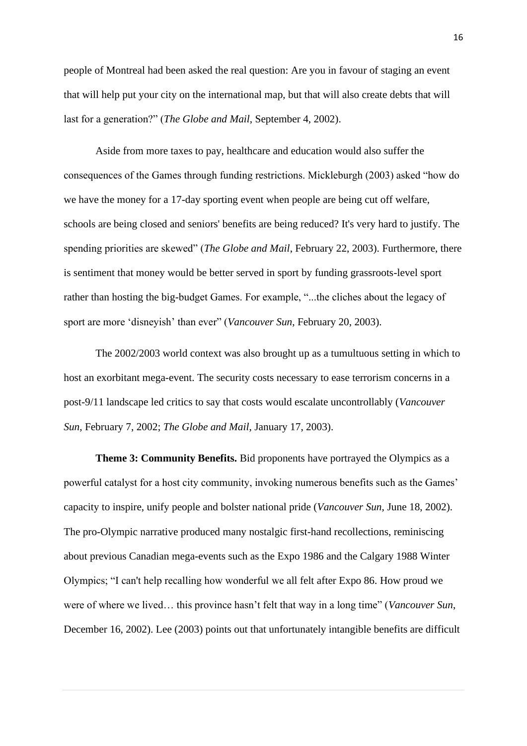people of Montreal had been asked the real question: Are you in favour of staging an event that will help put your city on the international map, but that will also create debts that will last for a generation?" (*The Globe and Mail*, September 4, 2002).

Aside from more taxes to pay, healthcare and education would also suffer the consequences of the Games through funding restrictions. Mickleburgh (2003) asked "how do we have the money for a 17-day sporting event when people are being cut off welfare, schools are being closed and seniors' benefits are being reduced? It's very hard to justify. The spending priorities are skewed" (*The Globe and Mail*, February 22, 2003). Furthermore, there is sentiment that money would be better served in sport by funding grassroots-level sport rather than hosting the big-budget Games. For example, "...the cliches about the legacy of sport are more 'disneyish' than ever" (*Vancouver Sun*, February 20, 2003).

The 2002/2003 world context was also brought up as a tumultuous setting in which to host an exorbitant mega-event. The security costs necessary to ease terrorism concerns in a post-9/11 landscape led critics to say that costs would escalate uncontrollably (*Vancouver Sun*, February 7, 2002; *The Globe and Mail*, January 17, 2003).

**Theme 3: Community Benefits.** Bid proponents have portrayed the Olympics as a powerful catalyst for a host city community, invoking numerous benefits such as the Games' capacity to inspire, unify people and bolster national pride (*Vancouver Sun*, June 18, 2002). The pro-Olympic narrative produced many nostalgic first-hand recollections, reminiscing about previous Canadian mega-events such as the Expo 1986 and the Calgary 1988 Winter Olympics; "I can't help recalling how wonderful we all felt after Expo 86. How proud we were of where we lived… this province hasn't felt that way in a long time" (*Vancouver Sun*, December 16, 2002). Lee (2003) points out that unfortunately intangible benefits are difficult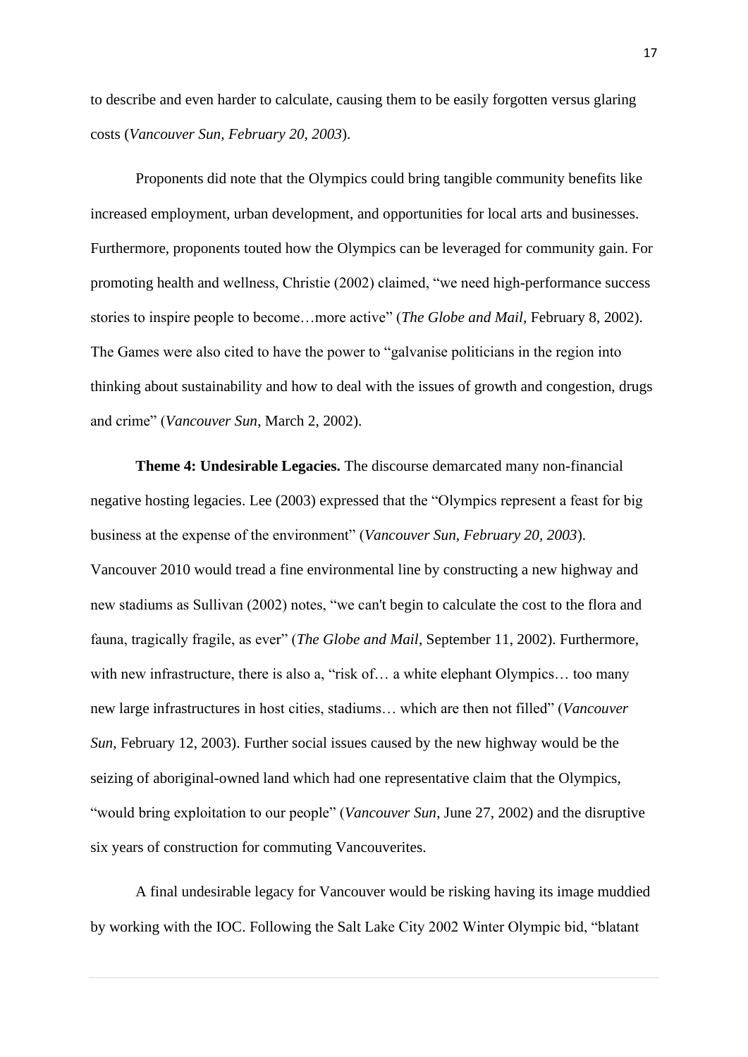to describe and even harder to calculate, causing them to be easily forgotten versus glaring costs (*Vancouver Sun, February 20, 2003*).

Proponents did note that the Olympics could bring tangible community benefits like increased employment, urban development, and opportunities for local arts and businesses. Furthermore, proponents touted how the Olympics can be leveraged for community gain. For promoting health and wellness, Christie (2002) claimed, "we need high-performance success stories to inspire people to become…more active" (*The Globe and Mail*, February 8, 2002). The Games were also cited to have the power to "galvanise politicians in the region into thinking about sustainability and how to deal with the issues of growth and congestion, drugs and crime" (*Vancouver Sun*, March 2, 2002).

**Theme 4: Undesirable Legacies.** The discourse demarcated many non-financial negative hosting legacies. Lee (2003) expressed that the "Olympics represent a feast for big business at the expense of the environment" (*Vancouver Sun, February 20, 2003*). Vancouver 2010 would tread a fine environmental line by constructing a new highway and new stadiums as Sullivan (2002) notes, "we can't begin to calculate the cost to the flora and fauna, tragically fragile, as ever" (*The Globe and Mail*, September 11, 2002). Furthermore, with new infrastructure, there is also a, "risk of… a white elephant Olympics… too many new large infrastructures in host cities, stadiums… which are then not filled" (*Vancouver Sun*, February 12, 2003). Further social issues caused by the new highway would be the seizing of aboriginal-owned land which had one representative claim that the Olympics, "would bring exploitation to our people" (*Vancouver Sun*, June 27, 2002) and the disruptive six years of construction for commuting Vancouverites.

A final undesirable legacy for Vancouver would be risking having its image muddied by working with the IOC. Following the Salt Lake City 2002 Winter Olympic bid, "blatant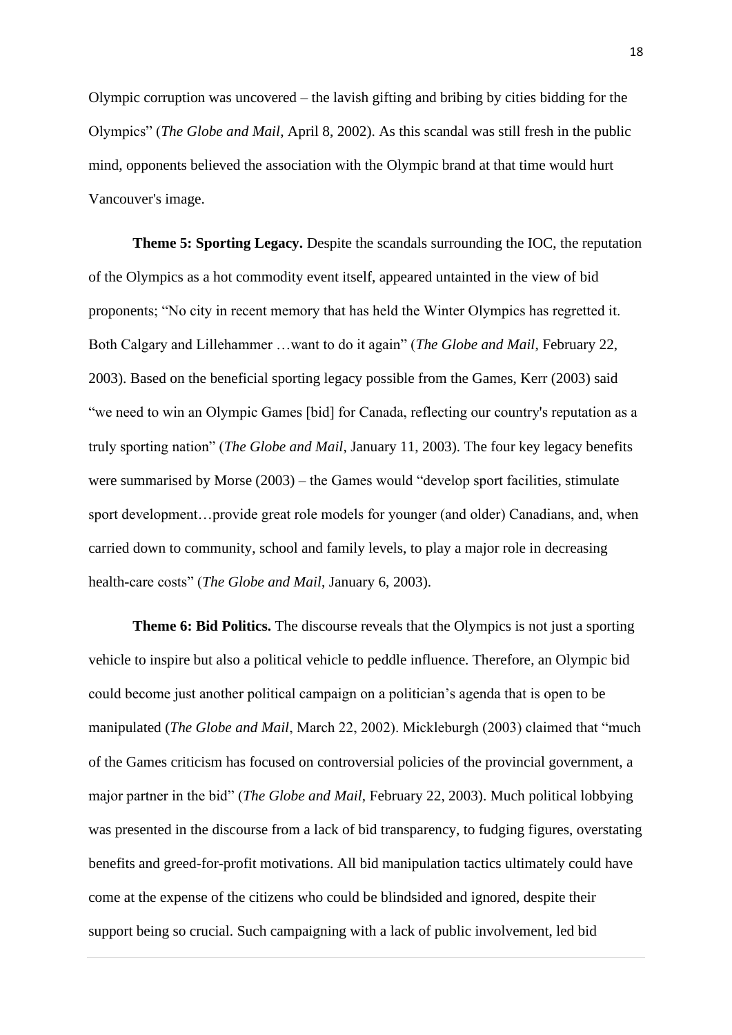Olympic corruption was uncovered – the lavish gifting and bribing by cities bidding for the Olympics" (*The Globe and Mail*, April 8, 2002). As this scandal was still fresh in the public mind, opponents believed the association with the Olympic brand at that time would hurt Vancouver's image.

**Theme 5: Sporting Legacy.** Despite the scandals surrounding the IOC, the reputation of the Olympics as a hot commodity event itself, appeared untainted in the view of bid proponents; "No city in recent memory that has held the Winter Olympics has regretted it. Both Calgary and Lillehammer …want to do it again" (*The Globe and Mail*, February 22, 2003). Based on the beneficial sporting legacy possible from the Games, Kerr (2003) said "we need to win an Olympic Games [bid] for Canada, reflecting our country's reputation as a truly sporting nation" (*The Globe and Mail*, January 11, 2003). The four key legacy benefits were summarised by Morse (2003) – the Games would "develop sport facilities, stimulate sport development…provide great role models for younger (and older) Canadians, and, when carried down to community, school and family levels, to play a major role in decreasing health-care costs" (*The Globe and Mail*, January 6, 2003).

**Theme 6: Bid Politics.** The discourse reveals that the Olympics is not just a sporting vehicle to inspire but also a political vehicle to peddle influence. Therefore, an Olympic bid could become just another political campaign on a politician's agenda that is open to be manipulated (*The Globe and Mail*, March 22, 2002). Mickleburgh (2003) claimed that "much of the Games criticism has focused on controversial policies of the provincial government, a major partner in the bid" (*The Globe and Mail*, February 22, 2003). Much political lobbying was presented in the discourse from a lack of bid transparency, to fudging figures, overstating benefits and greed-for-profit motivations. All bid manipulation tactics ultimately could have come at the expense of the citizens who could be blindsided and ignored, despite their support being so crucial. Such campaigning with a lack of public involvement, led bid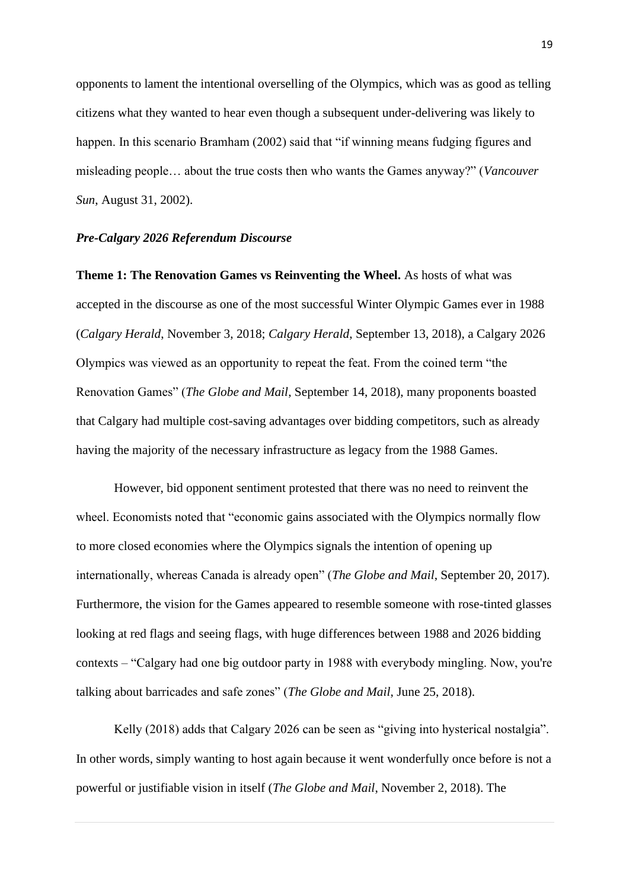opponents to lament the intentional overselling of the Olympics, which was as good as telling citizens what they wanted to hear even though a subsequent under-delivering was likely to happen. In this scenario Bramham (2002) said that "if winning means fudging figures and misleading people… about the true costs then who wants the Games anyway?" (*Vancouver Sun*, August 31, 2002).

### *Pre-Calgary 2026 Referendum Discourse*

**Theme 1: The Renovation Games vs Reinventing the Wheel.** As hosts of what was accepted in the discourse as one of the most successful Winter Olympic Games ever in 1988 (*Calgary Herald*, November 3, 2018; *Calgary Herald*, September 13, 2018), a Calgary 2026 Olympics was viewed as an opportunity to repeat the feat. From the coined term "the Renovation Games" (*The Globe and Mail*, September 14, 2018), many proponents boasted that Calgary had multiple cost-saving advantages over bidding competitors, such as already having the majority of the necessary infrastructure as legacy from the 1988 Games.

However, bid opponent sentiment protested that there was no need to reinvent the wheel. Economists noted that "economic gains associated with the Olympics normally flow to more closed economies where the Olympics signals the intention of opening up internationally, whereas Canada is already open" (*The Globe and Mail*, September 20, 2017). Furthermore, the vision for the Games appeared to resemble someone with rose-tinted glasses looking at red flags and seeing flags, with huge differences between 1988 and 2026 bidding contexts – "Calgary had one big outdoor party in 1988 with everybody mingling. Now, you're talking about barricades and safe zones" (*The Globe and Mail*, June 25, 2018).

Kelly (2018) adds that Calgary 2026 can be seen as "giving into hysterical nostalgia". In other words, simply wanting to host again because it went wonderfully once before is not a powerful or justifiable vision in itself (*The Globe and Mail*, November 2, 2018). The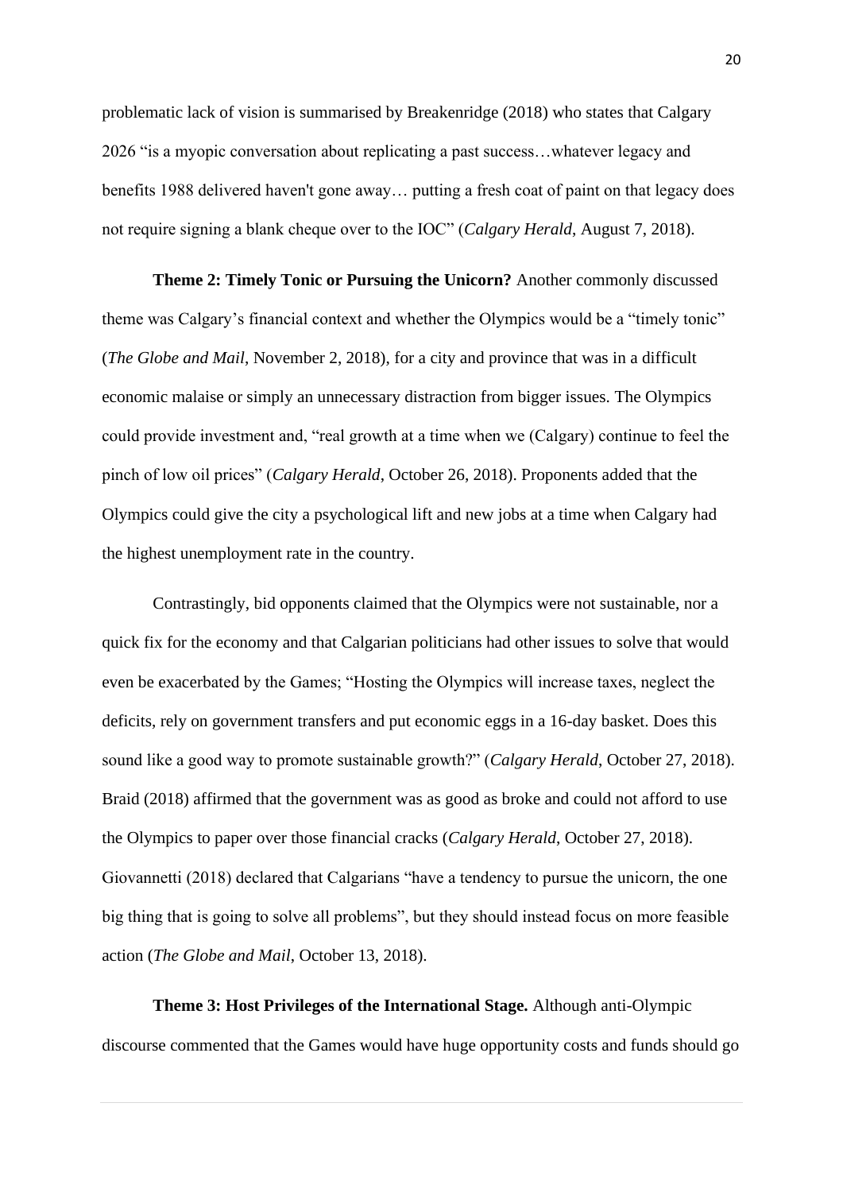problematic lack of vision is summarised by Breakenridge (2018) who states that Calgary 2026 "is a myopic conversation about replicating a past success…whatever legacy and benefits 1988 delivered haven't gone away… putting a fresh coat of paint on that legacy does not require signing a blank cheque over to the IOC" (*Calgary Herald*, August 7, 2018).

**Theme 2: Timely Tonic or Pursuing the Unicorn?** Another commonly discussed theme was Calgary's financial context and whether the Olympics would be a "timely tonic" (*The Globe and Mail*, November 2, 2018), for a city and province that was in a difficult economic malaise or simply an unnecessary distraction from bigger issues. The Olympics could provide investment and, "real growth at a time when we (Calgary) continue to feel the pinch of low oil prices" (*Calgary Herald*, October 26, 2018). Proponents added that the Olympics could give the city a psychological lift and new jobs at a time when Calgary had the highest unemployment rate in the country.

Contrastingly, bid opponents claimed that the Olympics were not sustainable, nor a quick fix for the economy and that Calgarian politicians had other issues to solve that would even be exacerbated by the Games; "Hosting the Olympics will increase taxes, neglect the deficits, rely on government transfers and put economic eggs in a 16-day basket. Does this sound like a good way to promote sustainable growth?" (*Calgary Herald*, October 27, 2018). Braid (2018) affirmed that the government was as good as broke and could not afford to use the Olympics to paper over those financial cracks (*Calgary Herald*, October 27, 2018). Giovannetti (2018) declared that Calgarians "have a tendency to pursue the unicorn, the one big thing that is going to solve all problems", but they should instead focus on more feasible action (*The Globe and Mail*, October 13, 2018).

**Theme 3: Host Privileges of the International Stage.** Although anti-Olympic discourse commented that the Games would have huge opportunity costs and funds should go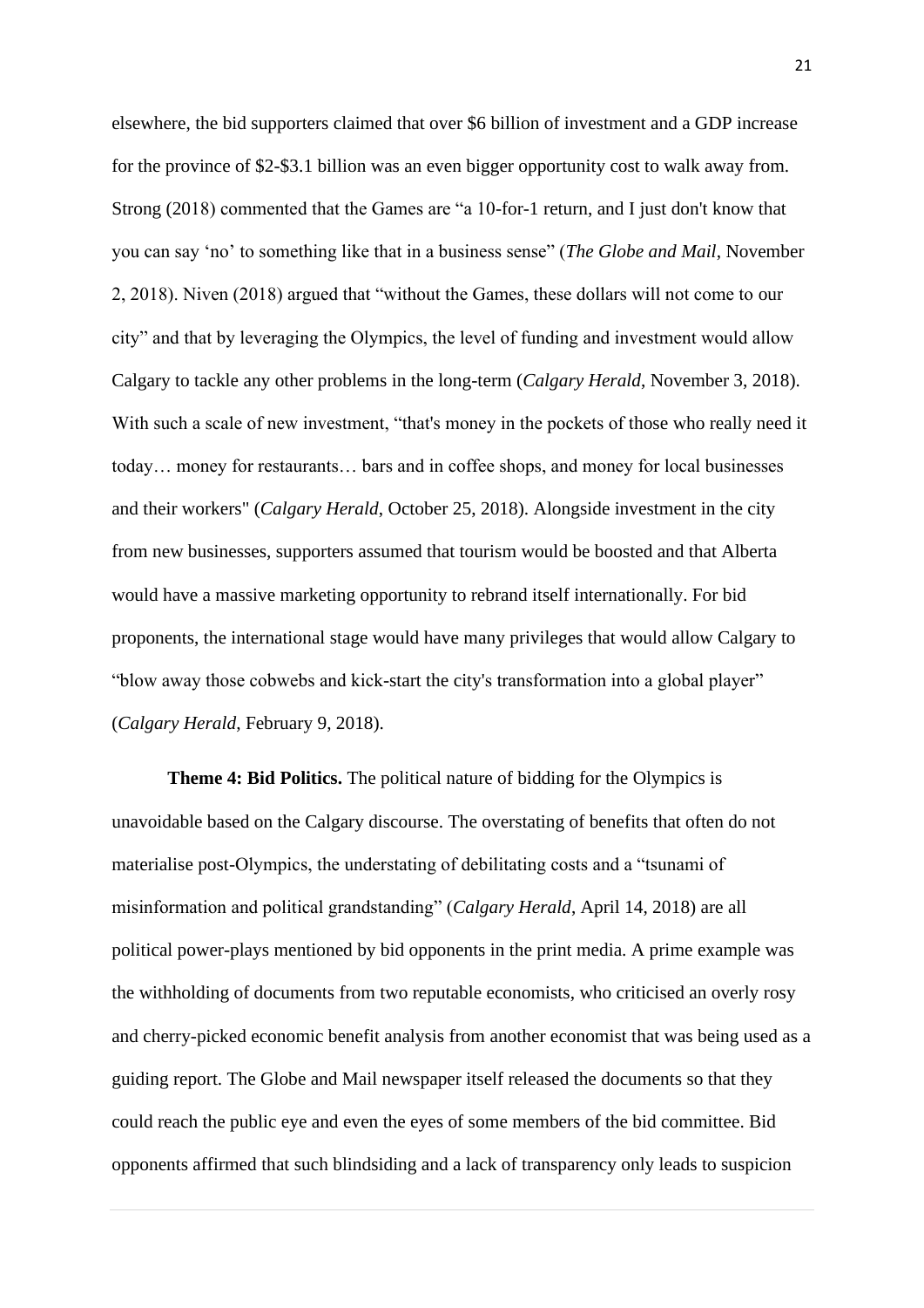elsewhere, the bid supporters claimed that over $6 billion of investment and a GDP increase for the province of $2-$3.1 billion was an even bigger opportunity cost to walk away from. Strong (2018) commented that the Games are "a 10-for-1 return, and I just don't know that you can say 'no' to something like that in a business sense" (*The Globe and Mail*, November 2, 2018). Niven (2018) argued that "without the Games, these dollars will not come to our city" and that by leveraging the Olympics, the level of funding and investment would allow Calgary to tackle any other problems in the long-term (*Calgary Herald*, November 3, 2018). With such a scale of new investment, "that's money in the pockets of those who really need it today… money for restaurants… bars and in coffee shops, and money for local businesses and their workers" (*Calgary Herald*, October 25, 2018). Alongside investment in the city from new businesses, supporters assumed that tourism would be boosted and that Alberta would have a massive marketing opportunity to rebrand itself internationally. For bid proponents, the international stage would have many privileges that would allow Calgary to "blow away those cobwebs and kick-start the city's transformation into a global player" (*Calgary Herald*, February 9, 2018).

**Theme 4: Bid Politics.** The political nature of bidding for the Olympics is unavoidable based on the Calgary discourse. The overstating of benefits that often do not materialise post-Olympics, the understating of debilitating costs and a "tsunami of misinformation and political grandstanding" (*Calgary Herald*, April 14, 2018) are all political power-plays mentioned by bid opponents in the print media. A prime example was the withholding of documents from two reputable economists, who criticised an overly rosy and cherry-picked economic benefit analysis from another economist that was being used as a guiding report. The Globe and Mail newspaper itself released the documents so that they could reach the public eye and even the eyes of some members of the bid committee. Bid opponents affirmed that such blindsiding and a lack of transparency only leads to suspicion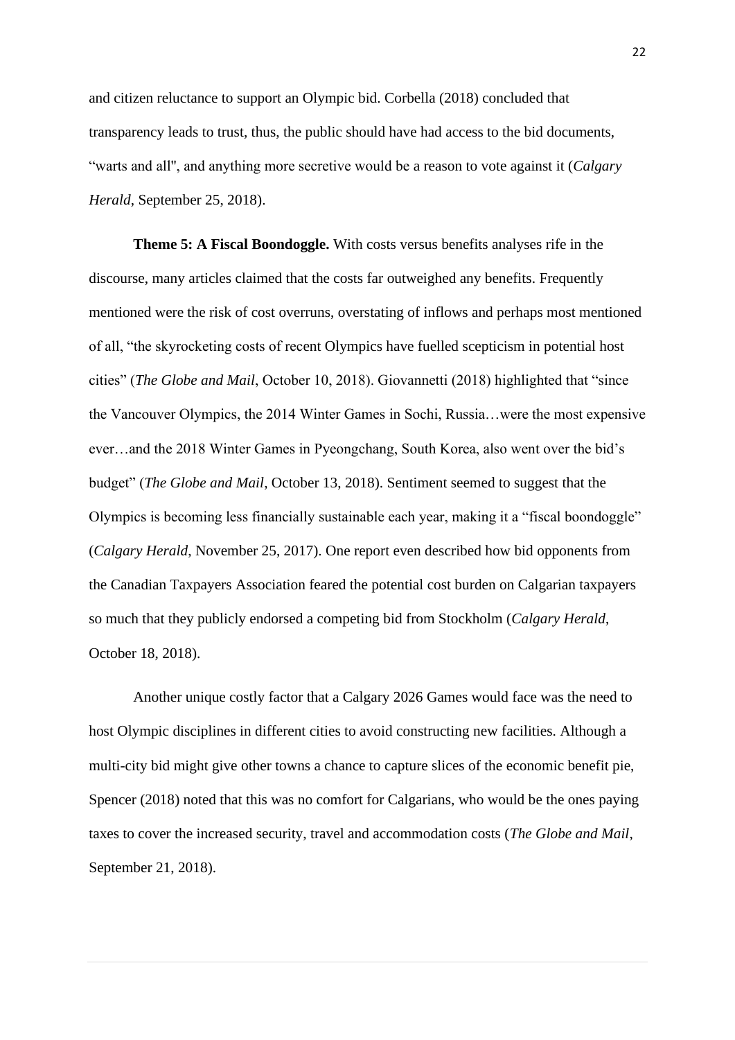and citizen reluctance to support an Olympic bid. Corbella (2018) concluded that transparency leads to trust, thus, the public should have had access to the bid documents, "warts and all", and anything more secretive would be a reason to vote against it (*Calgary Herald*, September 25, 2018).

**Theme 5: A Fiscal Boondoggle.** With costs versus benefits analyses rife in the discourse, many articles claimed that the costs far outweighed any benefits. Frequently mentioned were the risk of cost overruns, overstating of inflows and perhaps most mentioned of all, "the skyrocketing costs of recent Olympics have fuelled scepticism in potential host cities" (*The Globe and Mail*, October 10, 2018). Giovannetti (2018) highlighted that "since the Vancouver Olympics, the 2014 Winter Games in Sochi, Russia…were the most expensive ever…and the 2018 Winter Games in Pyeongchang, South Korea, also went over the bid's budget" (*The Globe and Mail*, October 13, 2018). Sentiment seemed to suggest that the Olympics is becoming less financially sustainable each year, making it a "fiscal boondoggle" (*Calgary Herald*, November 25, 2017). One report even described how bid opponents from the Canadian Taxpayers Association feared the potential cost burden on Calgarian taxpayers so much that they publicly endorsed a competing bid from Stockholm (*Calgary Herald*, October 18, 2018).

Another unique costly factor that a Calgary 2026 Games would face was the need to host Olympic disciplines in different cities to avoid constructing new facilities. Although a multi-city bid might give other towns a chance to capture slices of the economic benefit pie, Spencer (2018) noted that this was no comfort for Calgarians, who would be the ones paying taxes to cover the increased security, travel and accommodation costs (*The Globe and Mail*, September 21, 2018).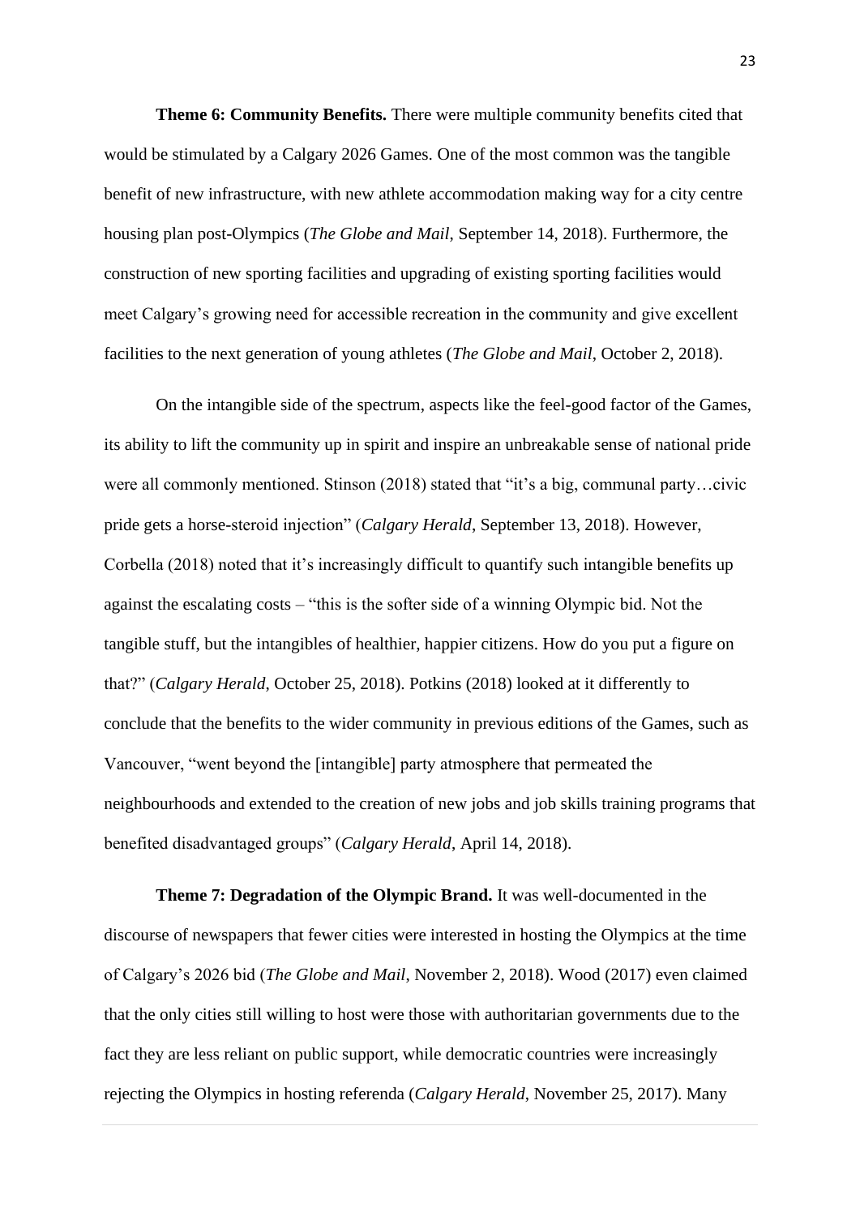**Theme 6: Community Benefits.** There were multiple community benefits cited that would be stimulated by a Calgary 2026 Games. One of the most common was the tangible benefit of new infrastructure, with new athlete accommodation making way for a city centre housing plan post-Olympics (*The Globe and Mail*, September 14, 2018). Furthermore, the construction of new sporting facilities and upgrading of existing sporting facilities would meet Calgary's growing need for accessible recreation in the community and give excellent facilities to the next generation of young athletes (*The Globe and Mail*, October 2, 2018).

On the intangible side of the spectrum, aspects like the feel-good factor of the Games, its ability to lift the community up in spirit and inspire an unbreakable sense of national pride were all commonly mentioned. Stinson (2018) stated that "it's a big, communal party…civic pride gets a horse-steroid injection" (*Calgary Herald*, September 13, 2018). However, Corbella (2018) noted that it's increasingly difficult to quantify such intangible benefits up against the escalating costs – "this is the softer side of a winning Olympic bid. Not the tangible stuff, but the intangibles of healthier, happier citizens. How do you put a figure on that?" (*Calgary Herald*, October 25, 2018). Potkins (2018) looked at it differently to conclude that the benefits to the wider community in previous editions of the Games, such as Vancouver, "went beyond the [intangible] party atmosphere that permeated the neighbourhoods and extended to the creation of new jobs and job skills training programs that benefited disadvantaged groups" (*Calgary Herald*, April 14, 2018).

**Theme 7: Degradation of the Olympic Brand.** It was well-documented in the discourse of newspapers that fewer cities were interested in hosting the Olympics at the time of Calgary's 2026 bid (*The Globe and Mail*, November 2, 2018). Wood (2017) even claimed that the only cities still willing to host were those with authoritarian governments due to the fact they are less reliant on public support, while democratic countries were increasingly rejecting the Olympics in hosting referenda (*Calgary Herald*, November 25, 2017). Many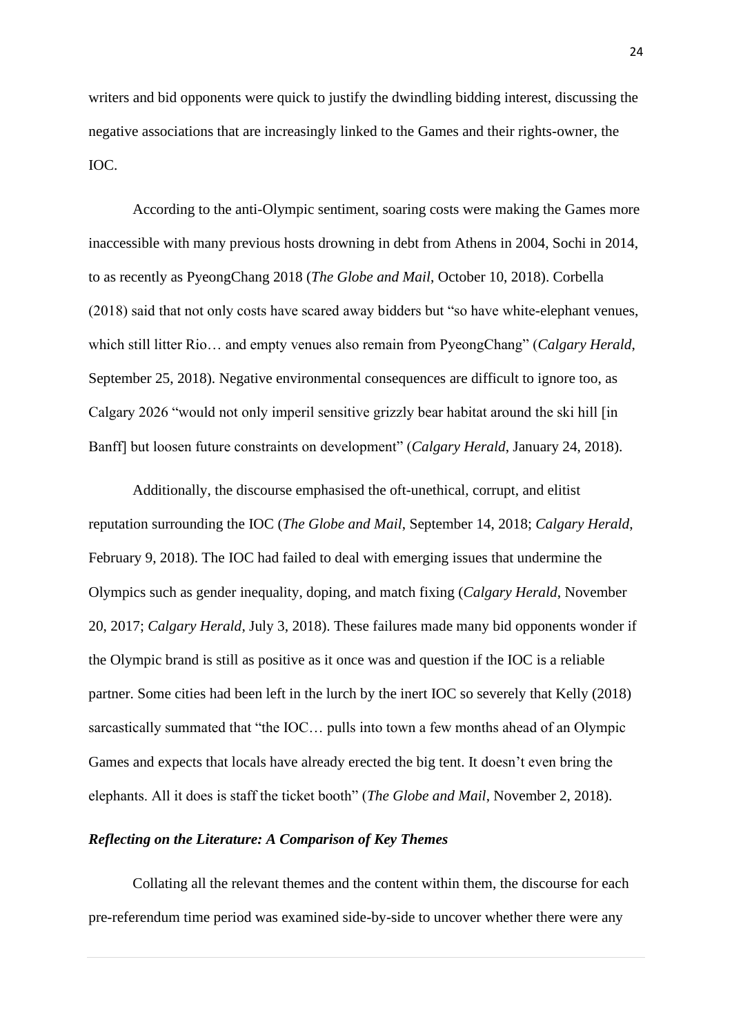writers and bid opponents were quick to justify the dwindling bidding interest, discussing the negative associations that are increasingly linked to the Games and their rights-owner, the IOC.

According to the anti-Olympic sentiment, soaring costs were making the Games more inaccessible with many previous hosts drowning in debt from Athens in 2004, Sochi in 2014, to as recently as PyeongChang 2018 (*The Globe and Mail*, October 10, 2018). Corbella (2018) said that not only costs have scared away bidders but "so have white-elephant venues, which still litter Rio… and empty venues also remain from PyeongChang" (*Calgary Herald*, September 25, 2018). Negative environmental consequences are difficult to ignore too, as Calgary 2026 "would not only imperil sensitive grizzly bear habitat around the ski hill [in Banff] but loosen future constraints on development" (*Calgary Herald*, January 24, 2018).

Additionally, the discourse emphasised the oft-unethical, corrupt, and elitist reputation surrounding the IOC (*The Globe and Mail*, September 14, 2018; *Calgary Herald*, February 9, 2018). The IOC had failed to deal with emerging issues that undermine the Olympics such as gender inequality, doping, and match fixing (*Calgary Herald*, November 20, 2017; *Calgary Herald*, July 3, 2018). These failures made many bid opponents wonder if the Olympic brand is still as positive as it once was and question if the IOC is a reliable partner. Some cities had been left in the lurch by the inert IOC so severely that Kelly (2018) sarcastically summated that "the IOC… pulls into town a few months ahead of an Olympic Games and expects that locals have already erected the big tent. It doesn't even bring the elephants. All it does is staff the ticket booth" (*The Globe and Mail*, November 2, 2018).

### *Reflecting on the Literature: A Comparison of Key Themes*

Collating all the relevant themes and the content within them, the discourse for each pre-referendum time period was examined side-by-side to uncover whether there were any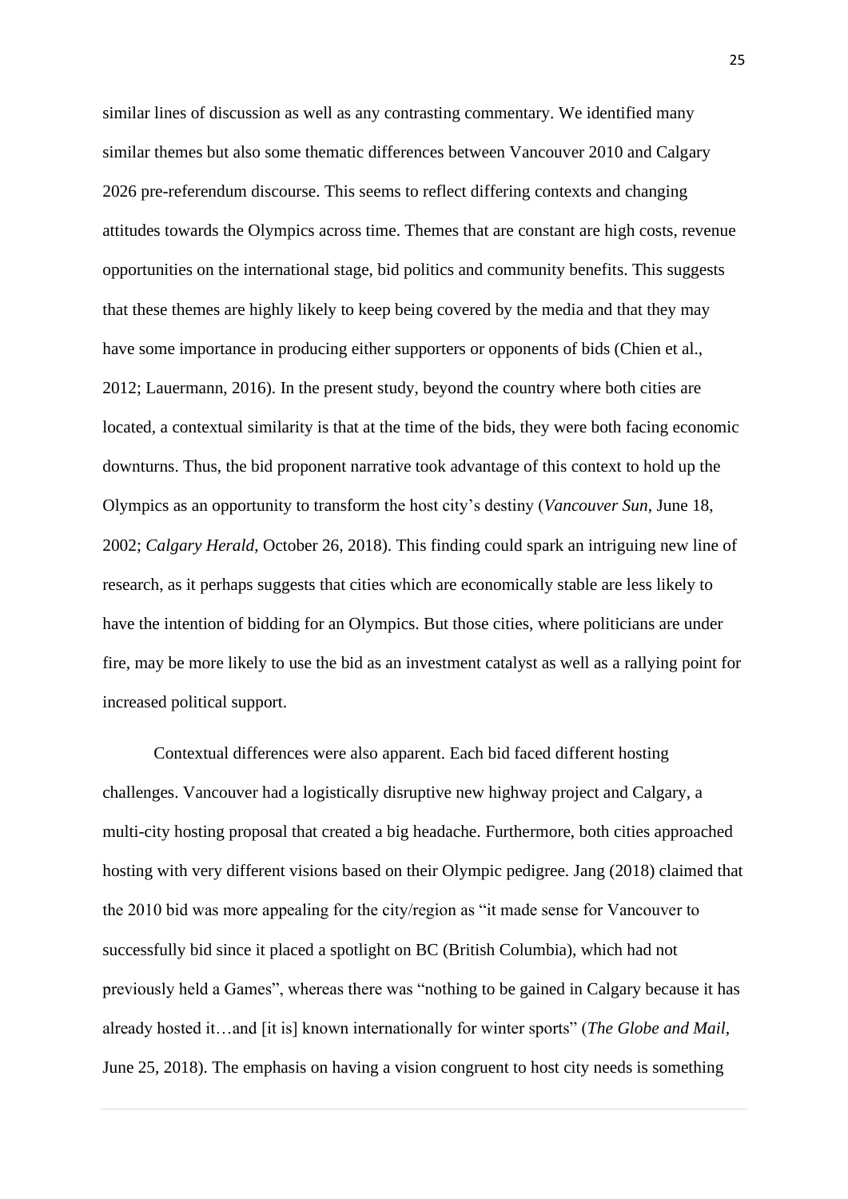similar lines of discussion as well as any contrasting commentary. We identified many similar themes but also some thematic differences between Vancouver 2010 and Calgary 2026 pre-referendum discourse. This seems to reflect differing contexts and changing attitudes towards the Olympics across time. Themes that are constant are high costs, revenue opportunities on the international stage, bid politics and community benefits. This suggests that these themes are highly likely to keep being covered by the media and that they may have some importance in producing either supporters or opponents of bids (Chien et al., 2012; Lauermann, 2016). In the present study, beyond the country where both cities are located, a contextual similarity is that at the time of the bids, they were both facing economic downturns. Thus, the bid proponent narrative took advantage of this context to hold up the Olympics as an opportunity to transform the host city's destiny (*Vancouver Sun*, June 18, 2002; *Calgary Herald*, October 26, 2018). This finding could spark an intriguing new line of research, as it perhaps suggests that cities which are economically stable are less likely to have the intention of bidding for an Olympics. But those cities, where politicians are under fire, may be more likely to use the bid as an investment catalyst as well as a rallying point for increased political support.

Contextual differences were also apparent. Each bid faced different hosting challenges. Vancouver had a logistically disruptive new highway project and Calgary, a multi-city hosting proposal that created a big headache. Furthermore, both cities approached hosting with very different visions based on their Olympic pedigree. Jang (2018) claimed that the 2010 bid was more appealing for the city/region as "it made sense for Vancouver to successfully bid since it placed a spotlight on BC (British Columbia), which had not previously held a Games", whereas there was "nothing to be gained in Calgary because it has already hosted it…and [it is] known internationally for winter sports" (*The Globe and Mail*, June 25, 2018). The emphasis on having a vision congruent to host city needs is something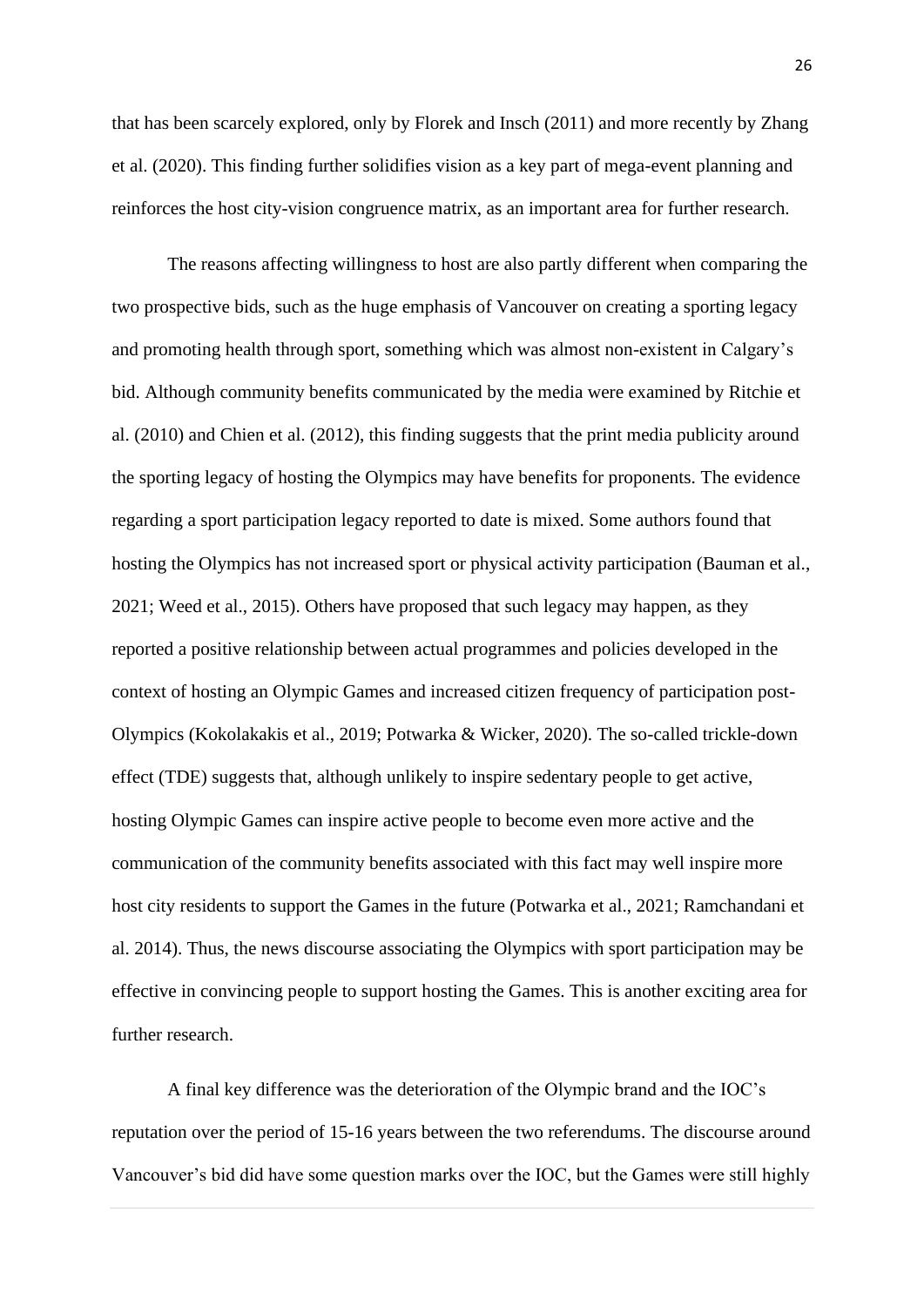that has been scarcely explored, only by Florek and Insch (2011) and more recently by Zhang et al. (2020). This finding further solidifies vision as a key part of mega-event planning and reinforces the host city-vision congruence matrix, as an important area for further research.

The reasons affecting willingness to host are also partly different when comparing the two prospective bids, such as the huge emphasis of Vancouver on creating a sporting legacy and promoting health through sport, something which was almost non-existent in Calgary's bid. Although community benefits communicated by the media were examined by Ritchie et al. (2010) and Chien et al. (2012), this finding suggests that the print media publicity around the sporting legacy of hosting the Olympics may have benefits for proponents. The evidence regarding a sport participation legacy reported to date is mixed. Some authors found that hosting the Olympics has not increased sport or physical activity participation (Bauman et al., 2021; Weed et al., 2015). Others have proposed that such legacy may happen, as they reported a positive relationship between actual programmes and policies developed in the context of hosting an Olympic Games and increased citizen frequency of participation post-Olympics (Kokolakakis et al., 2019; Potwarka & Wicker, 2020). The so-called trickle-down effect (TDE) suggests that, although unlikely to inspire sedentary people to get active, hosting Olympic Games can inspire active people to become even more active and the communication of the community benefits associated with this fact may well inspire more host city residents to support the Games in the future (Potwarka et al., 2021; Ramchandani et al. 2014). Thus, the news discourse associating the Olympics with sport participation may be effective in convincing people to support hosting the Games. This is another exciting area for further research.

A final key difference was the deterioration of the Olympic brand and the IOC's reputation over the period of 15-16 years between the two referendums. The discourse around Vancouver's bid did have some question marks over the IOC, but the Games were still highly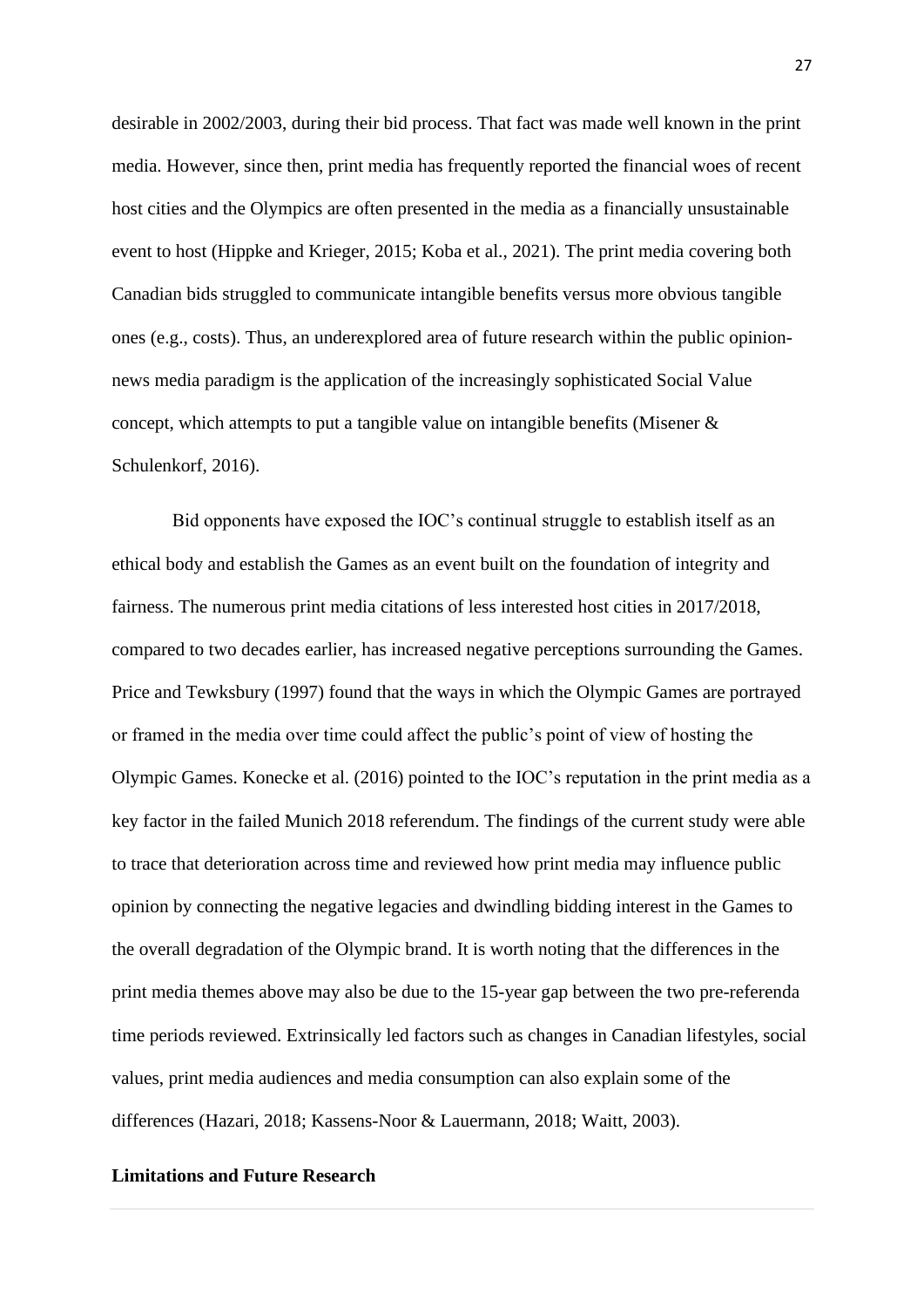desirable in 2002/2003, during their bid process. That fact was made well known in the print media. However, since then, print media has frequently reported the financial woes of recent host cities and the Olympics are often presented in the media as a financially unsustainable event to host (Hippke and Krieger, 2015; Koba et al., 2021). The print media covering both Canadian bids struggled to communicate intangible benefits versus more obvious tangible ones (e.g., costs). Thus, an underexplored area of future research within the public opinion-news media paradigm is the application of the increasingly sophisticated Social Value concept, which attempts to put a tangible value on intangible benefits (Misener & Schulenkorf, 2016).

Bid opponents have exposed the IOC's continual struggle to establish itself as an ethical body and establish the Games as an event built on the foundation of integrity and fairness. The numerous print media citations of less interested host cities in 2017/2018, compared to two decades earlier, has increased negative perceptions surrounding the Games. Price and Tewksbury (1997) found that the ways in which the Olympic Games are portrayed or framed in the media over time could affect the public's point of view of hosting the Olympic Games. Konecke et al. (2016) pointed to the IOC's reputation in the print media as a key factor in the failed Munich 2018 referendum. The findings of the current study were able to trace that deterioration across time and reviewed how print media may influence public opinion by connecting the negative legacies and dwindling bidding interest in the Games to the overall degradation of the Olympic brand. It is worth noting that the differences in the print media themes above may also be due to the 15-year gap between the two pre-referenda time periods reviewed. Extrinsically led factors such as changes in Canadian lifestyles, social values, print media audiences and media consumption can also explain some of the differences (Hazari, 2018; Kassens-Noor & Lauermann, 2018; Waitt, 2003).

**Limitations and Future Research**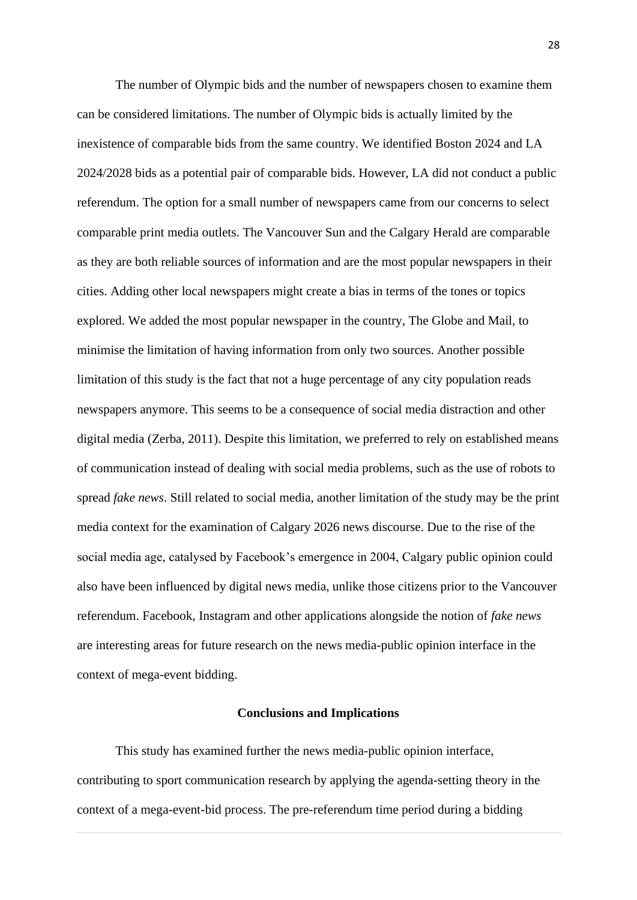The number of Olympic bids and the number of newspapers chosen to examine them can be considered limitations. The number of Olympic bids is actually limited by the inexistence of comparable bids from the same country. We identified Boston 2024 and LA 2024/2028 bids as a potential pair of comparable bids. However, LA did not conduct a public referendum. The option for a small number of newspapers came from our concerns to select comparable print media outlets. The Vancouver Sun and the Calgary Herald are comparable as they are both reliable sources of information and are the most popular newspapers in their cities. Adding other local newspapers might create a bias in terms of the tones or topics explored. We added the most popular newspaper in the country, The Globe and Mail, to minimise the limitation of having information from only two sources. Another possible limitation of this study is the fact that not a huge percentage of any city population reads newspapers anymore. This seems to be a consequence of social media distraction and other digital media (Zerba, 2011). Despite this limitation, we preferred to rely on established means of communication instead of dealing with social media problems, such as the use of robots to spread *fake news*. Still related to social media, another limitation of the study may be the print media context for the examination of Calgary 2026 news discourse. Due to the rise of the social media age, catalysed by Facebook's emergence in 2004, Calgary public opinion could also have been influenced by digital news media, unlike those citizens prior to the Vancouver referendum. Facebook, Instagram and other applications alongside the notion of *fake news* are interesting areas for future research on the news media-public opinion interface in the context of mega-event bidding.

## Conclusions and Implications

This study has examined further the news media-public opinion interface, contributing to sport communication research by applying the agenda-setting theory in the context of a mega-event-bid process. The pre-referendum time period during a bidding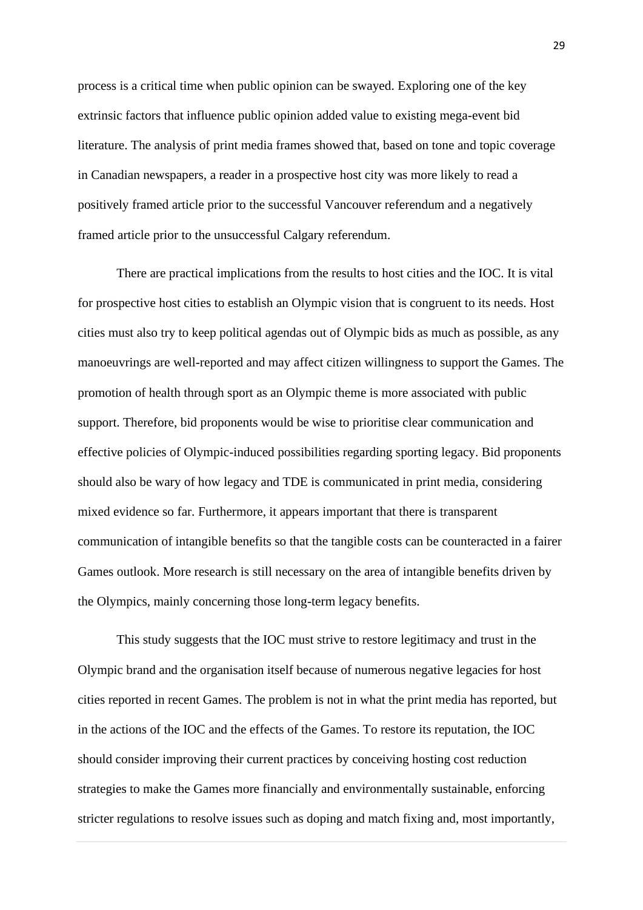process is a critical time when public opinion can be swayed. Exploring one of the key extrinsic factors that influence public opinion added value to existing mega-event bid literature. The analysis of print media frames showed that, based on tone and topic coverage in Canadian newspapers, a reader in a prospective host city was more likely to read a positively framed article prior to the successful Vancouver referendum and a negatively framed article prior to the unsuccessful Calgary referendum.

There are practical implications from the results to host cities and the IOC. It is vital for prospective host cities to establish an Olympic vision that is congruent to its needs. Host cities must also try to keep political agendas out of Olympic bids as much as possible, as any manoeuvrings are well-reported and may affect citizen willingness to support the Games. The promotion of health through sport as an Olympic theme is more associated with public support. Therefore, bid proponents would be wise to prioritise clear communication and effective policies of Olympic-induced possibilities regarding sporting legacy. Bid proponents should also be wary of how legacy and TDE is communicated in print media, considering mixed evidence so far. Furthermore, it appears important that there is transparent communication of intangible benefits so that the tangible costs can be counteracted in a fairer Games outlook. More research is still necessary on the area of intangible benefits driven by the Olympics, mainly concerning those long-term legacy benefits.

This study suggests that the IOC must strive to restore legitimacy and trust in the Olympic brand and the organisation itself because of numerous negative legacies for host cities reported in recent Games. The problem is not in what the print media has reported, but in the actions of the IOC and the effects of the Games. To restore its reputation, the IOC should consider improving their current practices by conceiving hosting cost reduction strategies to make the Games more financially and environmentally sustainable, enforcing stricter regulations to resolve issues such as doping and match fixing and, most importantly,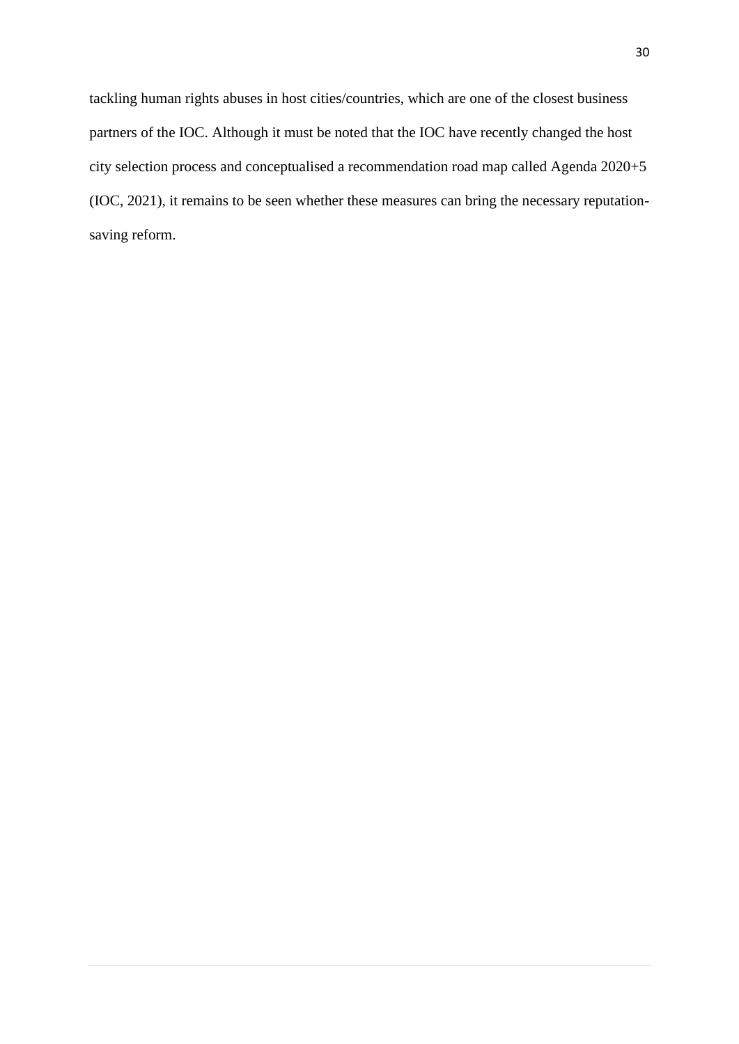tackling human rights abuses in host cities/countries, which are one of the closest business partners of the IOC. Although it must be noted that the IOC have recently changed the host city selection process and conceptualised a recommendation road map called Agenda 2020+5 (IOC, 2021), it remains to be seen whether these measures can bring the necessary reputation-saving reform.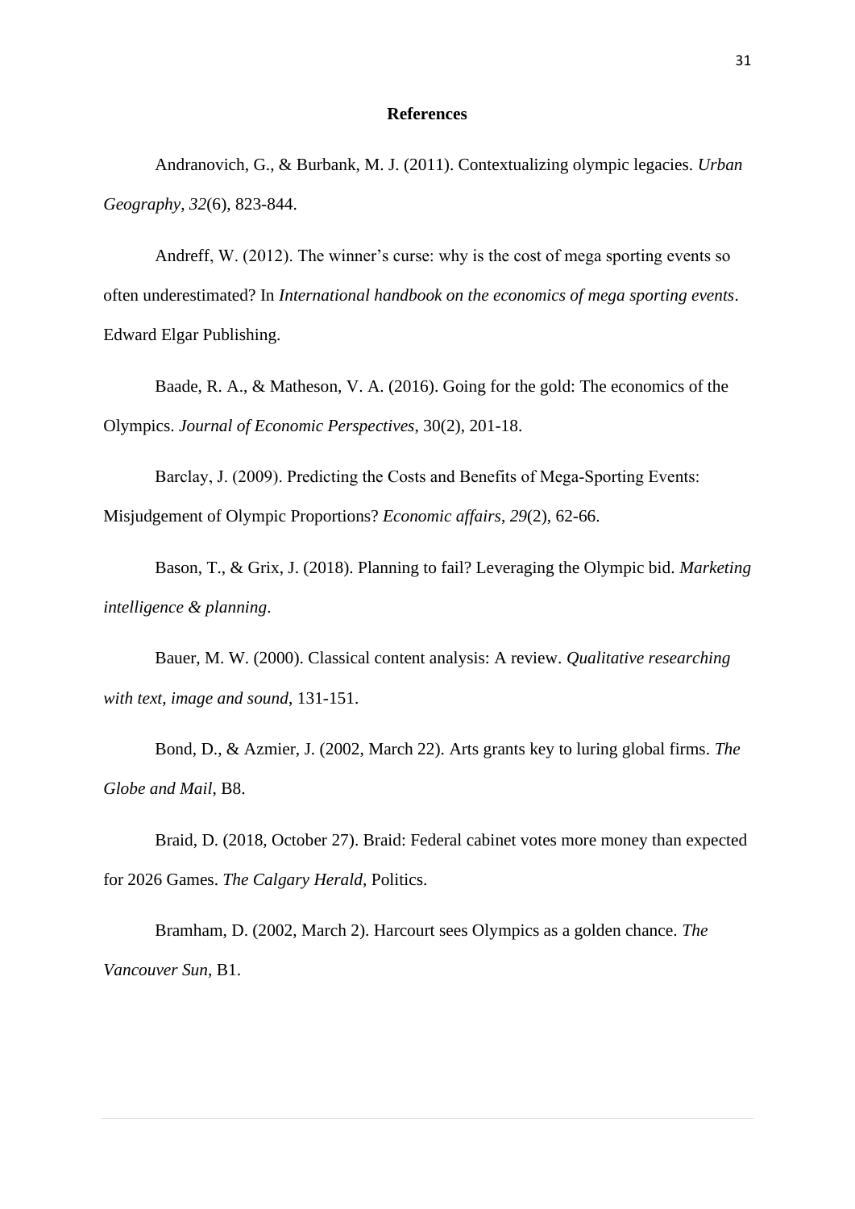# References

Andranovich, G., & Burbank, M. J. (2011). Contextualizing olympic legacies. *Urban Geography*, *32*(6), 823-844.

Andreff, W. (2012). The winner's curse: why is the cost of mega sporting events so often underestimated? In *International handbook on the economics of mega sporting events*. Edward Elgar Publishing.

Baade, R. A., & Matheson, V. A. (2016). Going for the gold: The economics of the Olympics. *Journal of Economic Perspectives*, 30(2), 201-18.

Barclay, J. (2009). Predicting the Costs and Benefits of Mega-Sporting Events: Misjudgement of Olympic Proportions? *Economic affairs*, *29*(2), 62-66.

Bason, T., & Grix, J. (2018). Planning to fail? Leveraging the Olympic bid. *Marketing intelligence & planning*.

Bauer, M. W. (2000). Classical content analysis: A review. *Qualitative researching with text, image and sound*, 131-151.

Bond, D., & Azmier, J. (2002, March 22). Arts grants key to luring global firms. *The Globe and Mail*, B8.

Braid, D. (2018, October 27). Braid: Federal cabinet votes more money than expected for 2026 Games. *The Calgary Herald*, Politics.

Bramham, D. (2002, March 2). Harcourt sees Olympics as a golden chance. *The Vancouver Sun*, B1.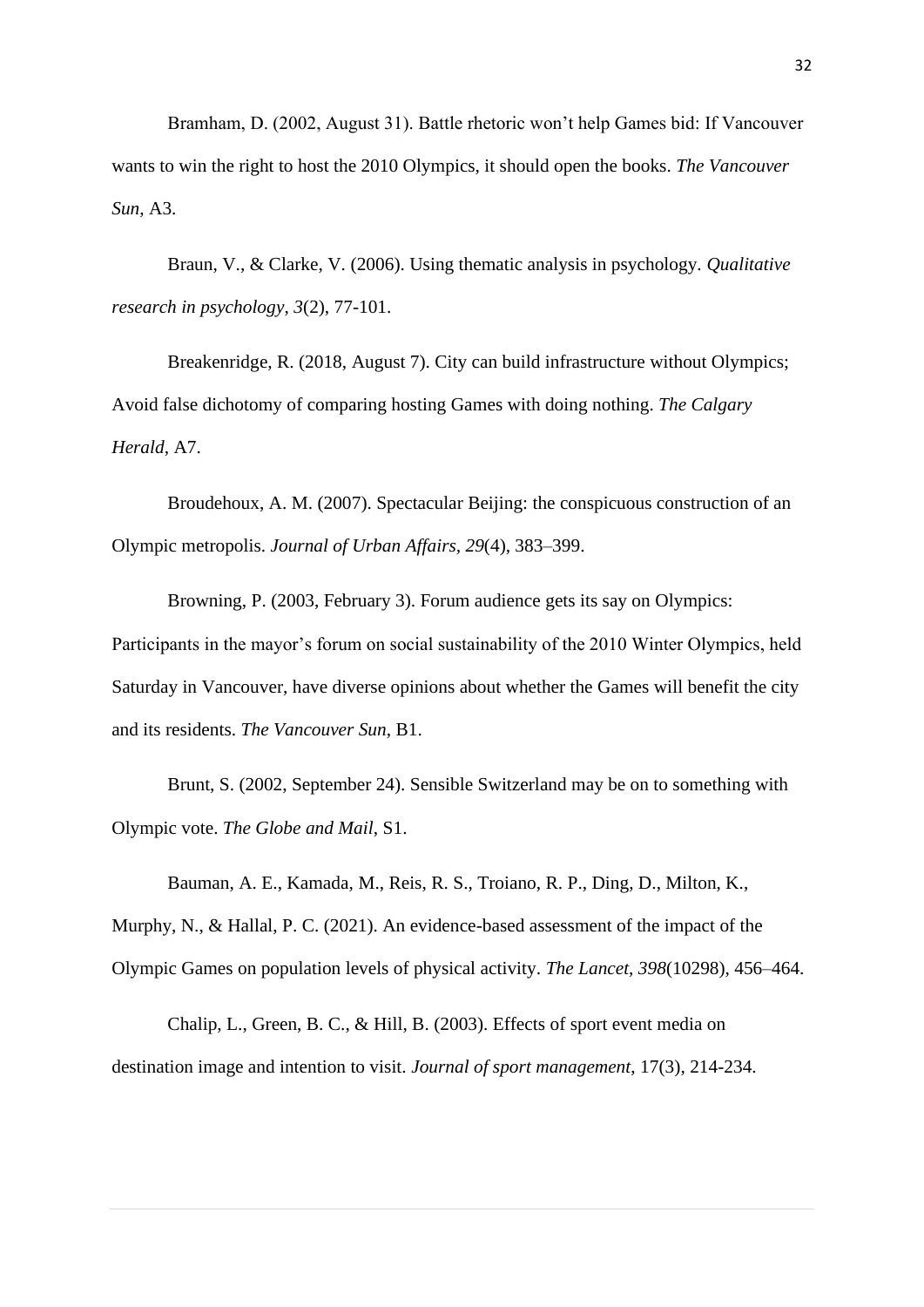Bramham, D. (2002, August 31). Battle rhetoric won't help Games bid: If Vancouver wants to win the right to host the 2010 Olympics, it should open the books. *The Vancouver Sun*, A3.

Braun, V., & Clarke, V. (2006). Using thematic analysis in psychology. *Qualitative research in psychology*, *3*(2), 77-101.

Breakenridge, R. (2018, August 7). City can build infrastructure without Olympics; Avoid false dichotomy of comparing hosting Games with doing nothing. *The Calgary Herald*, A7.

Broudehoux, A. M. (2007). Spectacular Beijing: the conspicuous construction of an Olympic metropolis. *Journal of Urban Affairs, 29*(4), 383–399.

Browning, P. (2003, February 3). Forum audience gets its say on Olympics: Participants in the mayor's forum on social sustainability of the 2010 Winter Olympics, held Saturday in Vancouver, have diverse opinions about whether the Games will benefit the city and its residents. *The Vancouver Sun*, B1.

Brunt, S. (2002, September 24). Sensible Switzerland may be on to something with Olympic vote. *The Globe and Mail*, S1.

Bauman, A. E., Kamada, M., Reis, R. S., Troiano, R. P., Ding, D., Milton, K., Murphy, N., & Hallal, P. C. (2021). An evidence-based assessment of the impact of the Olympic Games on population levels of physical activity. *The Lancet, 398*(10298), 456–464.

Chalip, L., Green, B. C., & Hill, B. (2003). Effects of sport event media on destination image and intention to visit. *Journal of sport management*, 17(3), 214-234.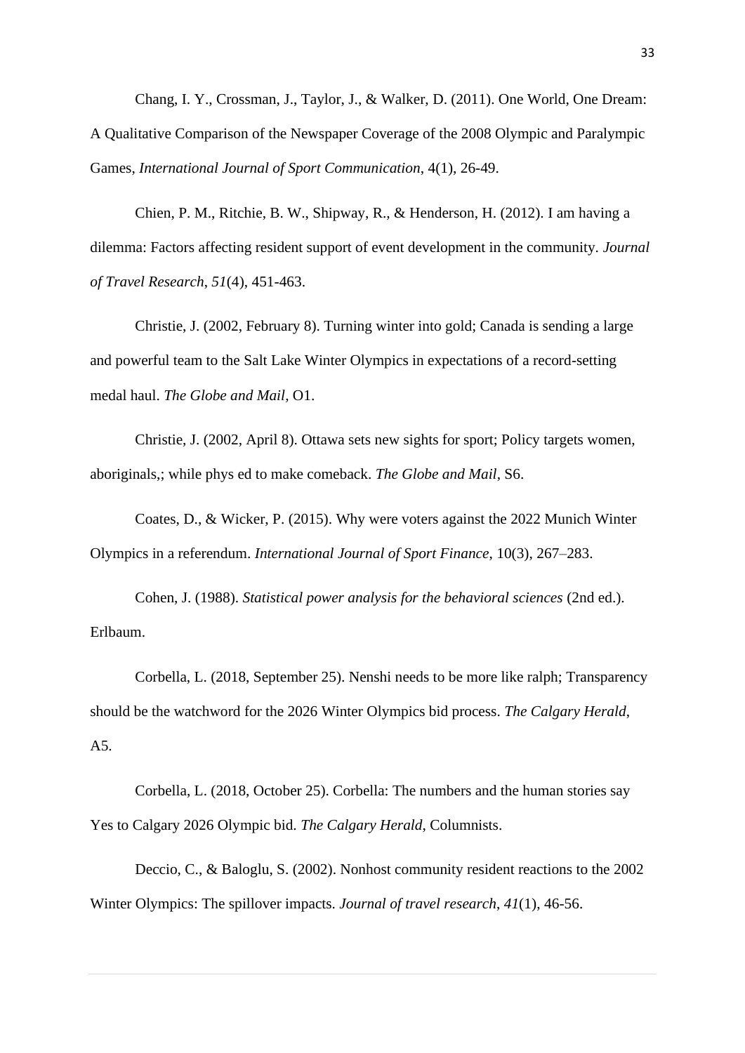Chang, I. Y., Crossman, J., Taylor, J., & Walker, D. (2011). One World, One Dream: A Qualitative Comparison of the Newspaper Coverage of the 2008 Olympic and Paralympic Games, *International Journal of Sport Communication*, 4(1), 26-49.

Chien, P. M., Ritchie, B. W., Shipway, R., & Henderson, H. (2012). I am having a dilemma: Factors affecting resident support of event development in the community. *Journal of Travel Research*, *51*(4), 451-463.

Christie, J. (2002, February 8). Turning winter into gold; Canada is sending a large and powerful team to the Salt Lake Winter Olympics in expectations of a record-setting medal haul. *The Globe and Mail*, O1.

Christie, J. (2002, April 8). Ottawa sets new sights for sport; Policy targets women, aboriginals,; while phys ed to make comeback. *The Globe and Mail*, S6.

Coates, D., & Wicker, P. (2015). Why were voters against the 2022 Munich Winter Olympics in a referendum. *International Journal of Sport Finance*, 10(3), 267–283.

Cohen, J. (1988). *Statistical power analysis for the behavioral sciences* (2nd ed.). Erlbaum.

Corbella, L. (2018, September 25). Nenshi needs to be more like ralph; Transparency should be the watchword for the 2026 Winter Olympics bid process. *The Calgary Herald*, A5.

Corbella, L. (2018, October 25). Corbella: The numbers and the human stories say Yes to Calgary 2026 Olympic bid. *The Calgary Herald*, Columnists.

Deccio, C., & Baloglu, S. (2002). Nonhost community resident reactions to the 2002 Winter Olympics: The spillover impacts. *Journal of travel research*, *41*(1), 46-56.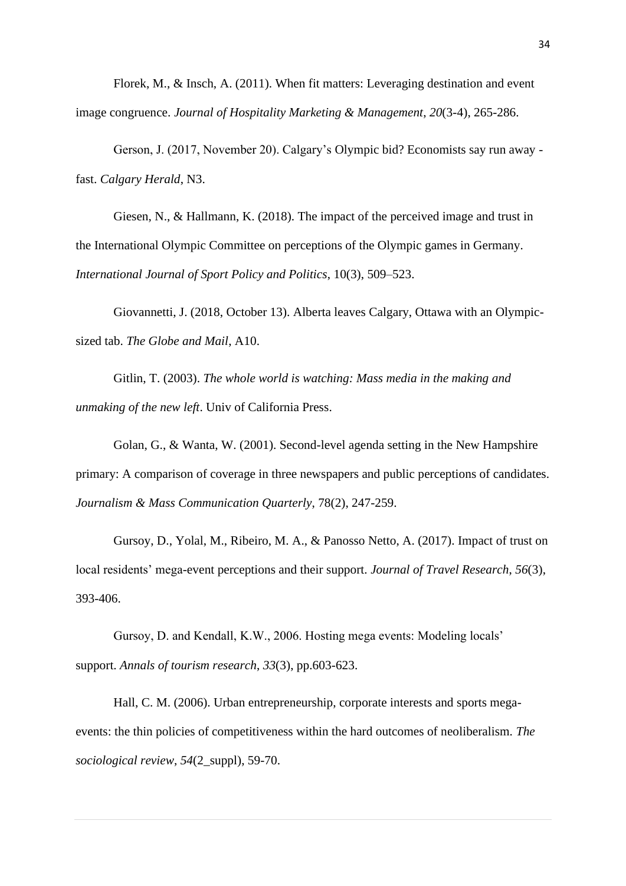Florek, M., & Insch, A. (2011). When fit matters: Leveraging destination and event image congruence. *Journal of Hospitality Marketing & Management*, *20*(3-4), 265-286.

Gerson, J. (2017, November 20). Calgary's Olympic bid? Economists say run away - fast. *Calgary Herald*, N3.

Giesen, N., & Hallmann, K. (2018). The impact of the perceived image and trust in the International Olympic Committee on perceptions of the Olympic games in Germany. *International Journal of Sport Policy and Politics*, 10(3), 509–523.

Giovannetti, J. (2018, October 13). Alberta leaves Calgary, Ottawa with an Olympic-sized tab. *The Globe and Mail*, A10.

Gitlin, T. (2003). *The whole world is watching: Mass media in the making and unmaking of the new left*. Univ of California Press.

Golan, G., & Wanta, W. (2001). Second-level agenda setting in the New Hampshire primary: A comparison of coverage in three newspapers and public perceptions of candidates. *Journalism & Mass Communication Quarterly*, 78(2), 247-259.

Gursoy, D., Yolal, M., Ribeiro, M. A., & Panosso Netto, A. (2017). Impact of trust on local residents' mega-event perceptions and their support. *Journal of Travel Research*, *56*(3), 393-406.

Gursoy, D. and Kendall, K.W., 2006. Hosting mega events: Modeling locals' support. *Annals of tourism research*, *33*(3), pp.603-623.

Hall, C. M. (2006). Urban entrepreneurship, corporate interests and sports mega-events: the thin policies of competitiveness within the hard outcomes of neoliberalism. *The sociological review*, *54*(2_suppl), 59-70.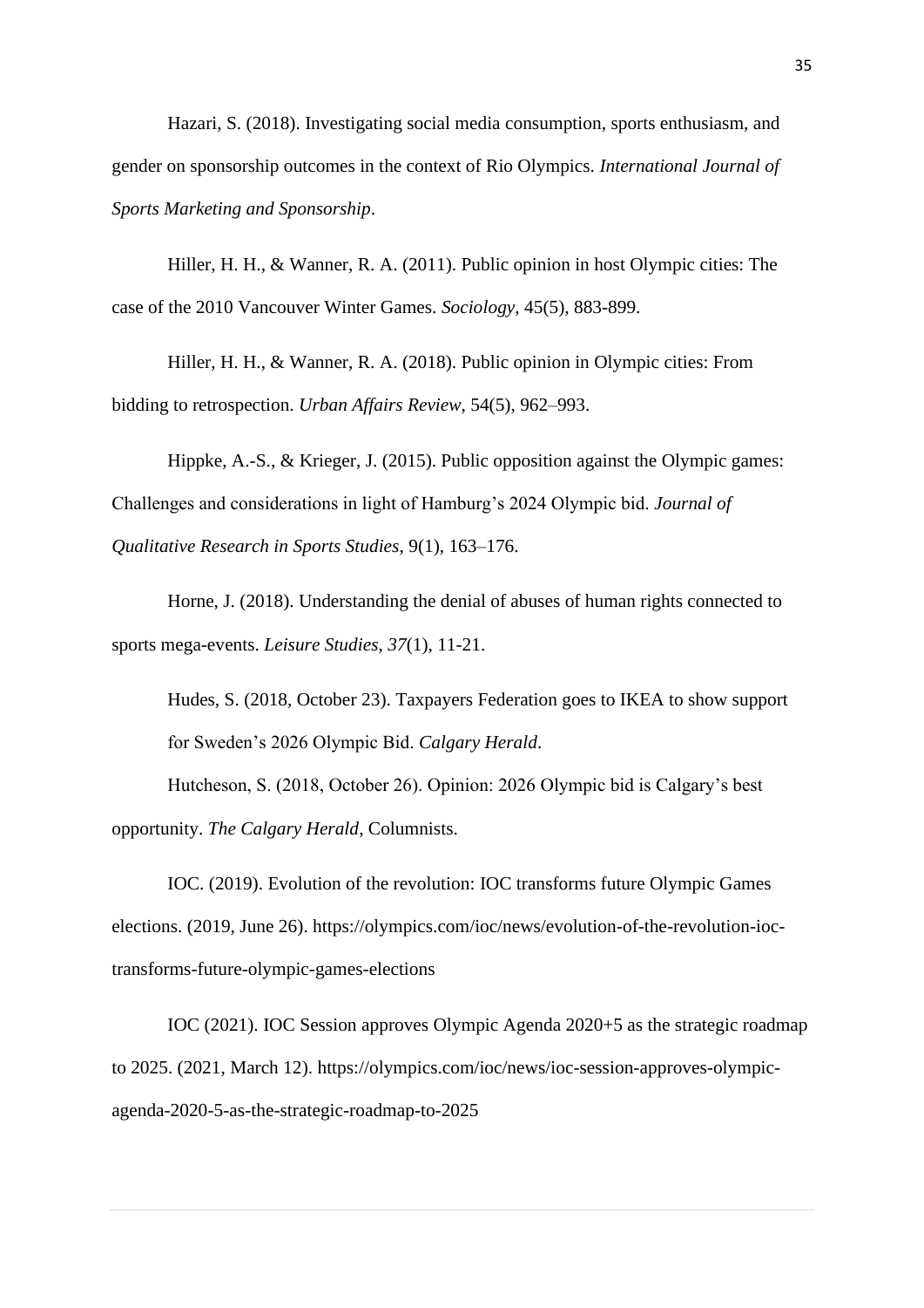Hazari, S. (2018). Investigating social media consumption, sports enthusiasm, and gender on sponsorship outcomes in the context of Rio Olympics. *International Journal of Sports Marketing and Sponsorship*.

Hiller, H. H., & Wanner, R. A. (2011). Public opinion in host Olympic cities: The case of the 2010 Vancouver Winter Games. *Sociology*, 45(5), 883-899.

Hiller, H. H., & Wanner, R. A. (2018). Public opinion in Olympic cities: From bidding to retrospection. *Urban Affairs Review*, 54(5), 962–993.

Hippke, A.-S., & Krieger, J. (2015). Public opposition against the Olympic games: Challenges and considerations in light of Hamburg's 2024 Olympic bid. *Journal of Qualitative Research in Sports Studies*, 9(1), 163–176.

Horne, J. (2018). Understanding the denial of abuses of human rights connected to sports mega-events. *Leisure Studies*, *37*(1), 11-21.

Hudes, S. (2018, October 23). Taxpayers Federation goes to IKEA to show support for Sweden's 2026 Olympic Bid. *Calgary Herald*.

Hutcheson, S. (2018, October 26). Opinion: 2026 Olympic bid is Calgary's best opportunity. *The Calgary Herald*, Columnists.

IOC. (2019). Evolution of the revolution: IOC transforms future Olympic Games elections. (2019, June 26). https://olympics.com/ioc/news/evolution-of-the-revolution-ioc-transforms-future-olympic-games-elections

IOC (2021). IOC Session approves Olympic Agenda 2020+5 as the strategic roadmap to 2025. (2021, March 12). https://olympics.com/ioc/news/ioc-session-approves-olympic-agenda-2020-5-as-the-strategic-roadmap-to-2025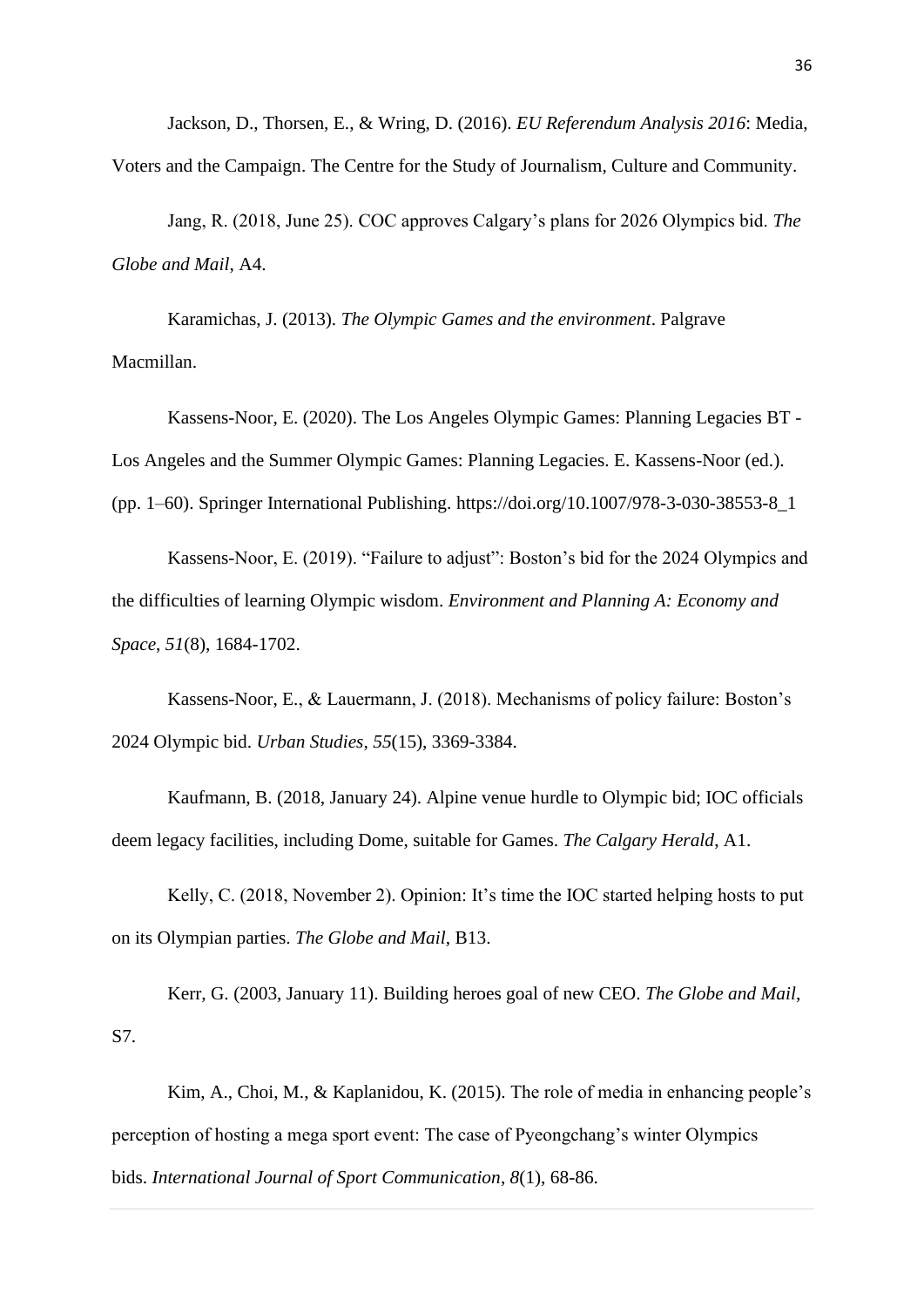Jackson, D., Thorsen, E., & Wring, D. (2016). *EU Referendum Analysis 2016*: Media, Voters and the Campaign. The Centre for the Study of Journalism, Culture and Community.

Jang, R. (2018, June 25). COC approves Calgary's plans for 2026 Olympics bid. *The Globe and Mail*, A4.

Karamichas, J. (2013). *The Olympic Games and the environment*. Palgrave Macmillan.

Kassens-Noor, E. (2020). The Los Angeles Olympic Games: Planning Legacies BT - Los Angeles and the Summer Olympic Games: Planning Legacies. E. Kassens-Noor (ed.). (pp. 1–60). Springer International Publishing. https://doi.org/10.1007/978-3-030-38553-8_1

Kassens-Noor, E. (2019). "Failure to adjust": Boston's bid for the 2024 Olympics and the difficulties of learning Olympic wisdom. *Environment and Planning A: Economy and Space*, *51*(8), 1684-1702.

Kassens-Noor, E., & Lauermann, J. (2018). Mechanisms of policy failure: Boston's 2024 Olympic bid. *Urban Studies*, *55*(15), 3369-3384.

Kaufmann, B. (2018, January 24). Alpine venue hurdle to Olympic bid; IOC officials deem legacy facilities, including Dome, suitable for Games. *The Calgary Herald*, A1.

Kelly, C. (2018, November 2). Opinion: It's time the IOC started helping hosts to put on its Olympian parties. *The Globe and Mail*, B13.

Kerr, G. (2003, January 11). Building heroes goal of new CEO. *The Globe and Mail*, S7.

Kim, A., Choi, M., & Kaplanidou, K. (2015). The role of media in enhancing people's perception of hosting a mega sport event: The case of Pyeongchang's winter Olympics bids. *International Journal of Sport Communication*, *8*(1), 68-86.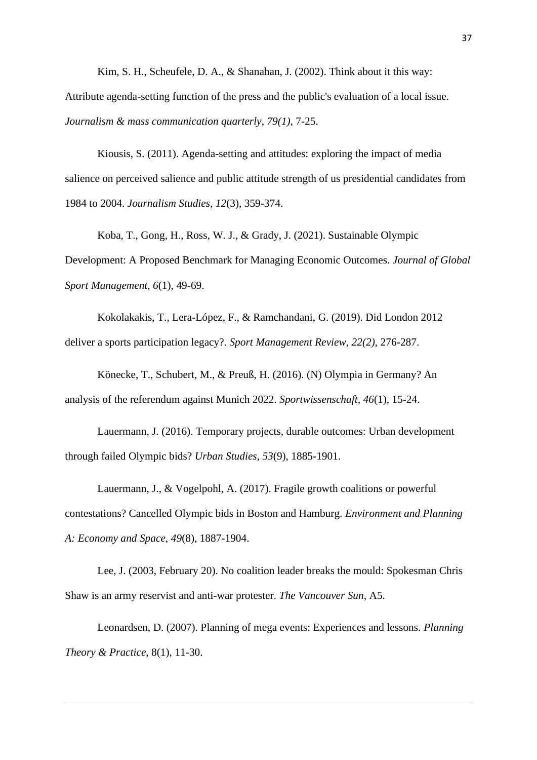Kim, S. H., Scheufele, D. A., & Shanahan, J. (2002). Think about it this way: Attribute agenda-setting function of the press and the public's evaluation of a local issue. *Journalism & mass communication quarterly*, *79(1)*, 7-25.

Kiousis, S. (2011). Agenda-setting and attitudes: exploring the impact of media salience on perceived salience and public attitude strength of us presidential candidates from 1984 to 2004. *Journalism Studies*, *12*(3), 359-374.

Koba, T., Gong, H., Ross, W. J., & Grady, J. (2021). Sustainable Olympic Development: A Proposed Benchmark for Managing Economic Outcomes. *Journal of Global Sport Management*, *6*(1), 49-69.

Kokolakakis, T., Lera-López, F., & Ramchandani, G. (2019). Did London 2012 deliver a sports participation legacy?. *Sport Management Review, 22(2)*, 276-287.

Könecke, T., Schubert, M., & Preuß, H. (2016). (N) Olympia in Germany? An analysis of the referendum against Munich 2022. *Sportwissenschaft*, *46*(1), 15-24.

Lauermann, J. (2016). Temporary projects, durable outcomes: Urban development through failed Olympic bids? *Urban Studies*, *53*(9), 1885-1901.

Lauermann, J., & Vogelpohl, A. (2017). Fragile growth coalitions or powerful contestations? Cancelled Olympic bids in Boston and Hamburg. *Environment and Planning A: Economy and Space*, *49*(8), 1887-1904.

Lee, J. (2003, February 20). No coalition leader breaks the mould: Spokesman Chris Shaw is an army reservist and anti-war protester. *The Vancouver Sun*, A5.

Leonardsen, D. (2007). Planning of mega events: Experiences and lessons. *Planning Theory & Practice*, 8(1), 11-30.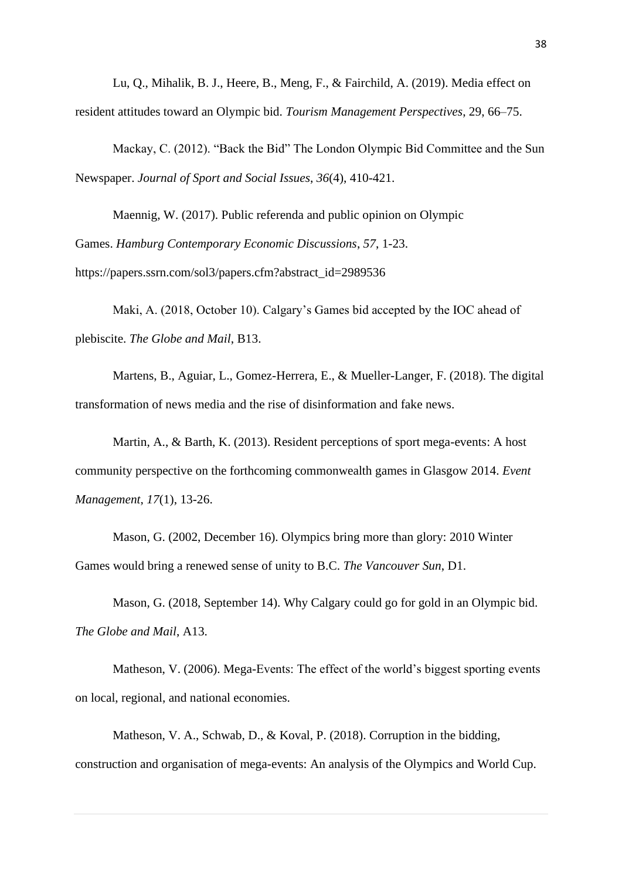Lu, Q., Mihalik, B. J., Heere, B., Meng, F., & Fairchild, A. (2019). Media effect on resident attitudes toward an Olympic bid. *Tourism Management Perspectives*, 29, 66–75.

Mackay, C. (2012). "Back the Bid" The London Olympic Bid Committee and the Sun Newspaper. *Journal of Sport and Social Issues*, *36*(4), 410-421.

Maennig, W. (2017). Public referenda and public opinion on Olympic Games. *Hamburg Contemporary Economic Discussions*, *57*, 1-23. https://papers.ssrn.com/sol3/papers.cfm?abstract_id=2989536

Maki, A. (2018, October 10). Calgary's Games bid accepted by the IOC ahead of plebiscite. *The Globe and Mail*, B13.

Martens, B., Aguiar, L., Gomez-Herrera, E., & Mueller-Langer, F. (2018). The digital transformation of news media and the rise of disinformation and fake news.

Martin, A., & Barth, K. (2013). Resident perceptions of sport mega-events: A host community perspective on the forthcoming commonwealth games in Glasgow 2014. *Event Management*, *17*(1), 13-26.

Mason, G. (2002, December 16). Olympics bring more than glory: 2010 Winter Games would bring a renewed sense of unity to B.C. *The Vancouver Sun*, D1.

Mason, G. (2018, September 14). Why Calgary could go for gold in an Olympic bid. *The Globe and Mail*, A13.

Matheson, V. (2006). Mega-Events: The effect of the world's biggest sporting events on local, regional, and national economies.

Matheson, V. A., Schwab, D., & Koval, P. (2018). Corruption in the bidding, construction and organisation of mega-events: An analysis of the Olympics and World Cup.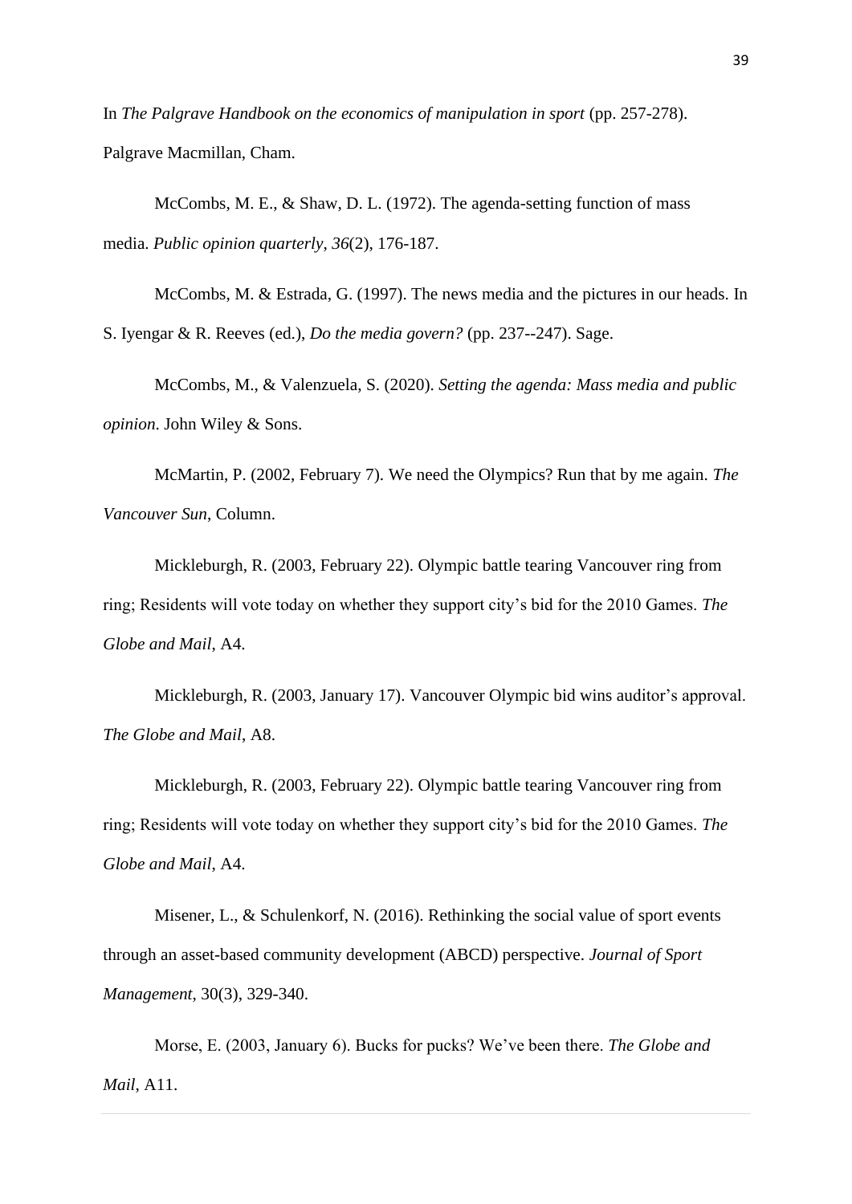In *The Palgrave Handbook on the economics of manipulation in sport* (pp. 257-278). Palgrave Macmillan, Cham.

McCombs, M. E., & Shaw, D. L. (1972). The agenda-setting function of mass media. *Public opinion quarterly*, *36*(2), 176-187.

McCombs, M. & Estrada, G. (1997). The news media and the pictures in our heads. In S. Iyengar & R. Reeves (ed.), *Do the media govern?* (pp. 237--247). Sage.

McCombs, M., & Valenzuela, S. (2020). *Setting the agenda: Mass media and public opinion*. John Wiley & Sons.

McMartin, P. (2002, February 7). We need the Olympics? Run that by me again. *The Vancouver Sun*, Column.

Mickleburgh, R. (2003, February 22). Olympic battle tearing Vancouver ring from ring; Residents will vote today on whether they support city's bid for the 2010 Games. *The Globe and Mail*, A4.

Mickleburgh, R. (2003, January 17). Vancouver Olympic bid wins auditor's approval. *The Globe and Mail*, A8.

Mickleburgh, R. (2003, February 22). Olympic battle tearing Vancouver ring from ring; Residents will vote today on whether they support city's bid for the 2010 Games. *The Globe and Mail*, A4.

Misener, L., & Schulenkorf, N. (2016). Rethinking the social value of sport events through an asset-based community development (ABCD) perspective. *Journal of Sport Management*, 30(3), 329-340.

Morse, E. (2003, January 6). Bucks for pucks? We've been there. *The Globe and Mail*, A11.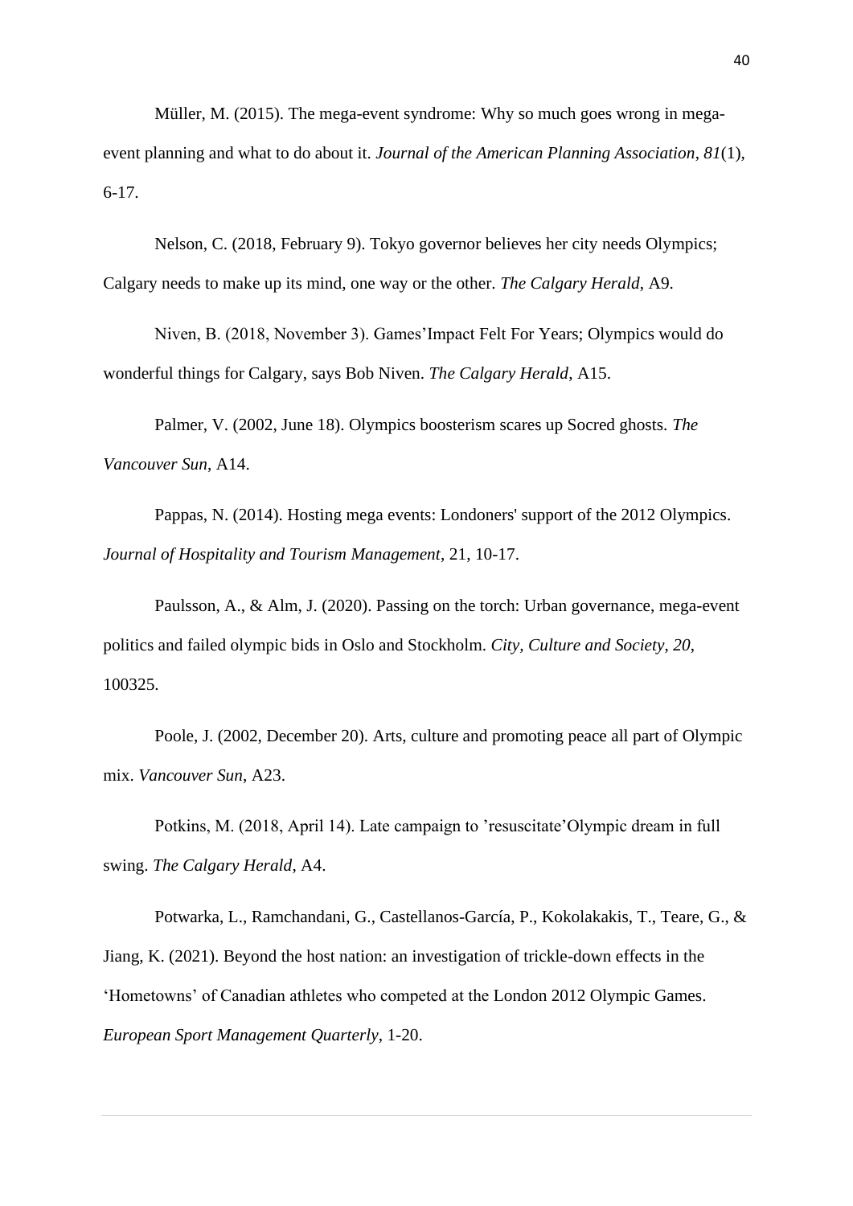Müller, M. (2015). The mega-event syndrome: Why so much goes wrong in mega-event planning and what to do about it. *Journal of the American Planning Association*, *81*(1), 6-17.

Nelson, C. (2018, February 9). Tokyo governor believes her city needs Olympics; Calgary needs to make up its mind, one way or the other. *The Calgary Herald*, A9.

Niven, B. (2018, November 3). Games'Impact Felt For Years; Olympics would do wonderful things for Calgary, says Bob Niven. *The Calgary Herald*, A15.

Palmer, V. (2002, June 18). Olympics boosterism scares up Socred ghosts. *The Vancouver Sun*, A14.

Pappas, N. (2014). Hosting mega events: Londoners' support of the 2012 Olympics. *Journal of Hospitality and Tourism Management*, 21, 10-17.

Paulsson, A., & Alm, J. (2020). Passing on the torch: Urban governance, mega-event politics and failed olympic bids in Oslo and Stockholm. *City, Culture and Society*, *20*, 100325.

Poole, J. (2002, December 20). Arts, culture and promoting peace all part of Olympic mix. *Vancouver Sun*, A23.

Potkins, M. (2018, April 14). Late campaign to 'resuscitate'Olympic dream in full swing. *The Calgary Herald*, A4.

Potwarka, L., Ramchandani, G., Castellanos-García, P., Kokolakakis, T., Teare, G., & Jiang, K. (2021). Beyond the host nation: an investigation of trickle-down effects in the 'Hometowns' of Canadian athletes who competed at the London 2012 Olympic Games. *European Sport Management Quarterly*, 1-20.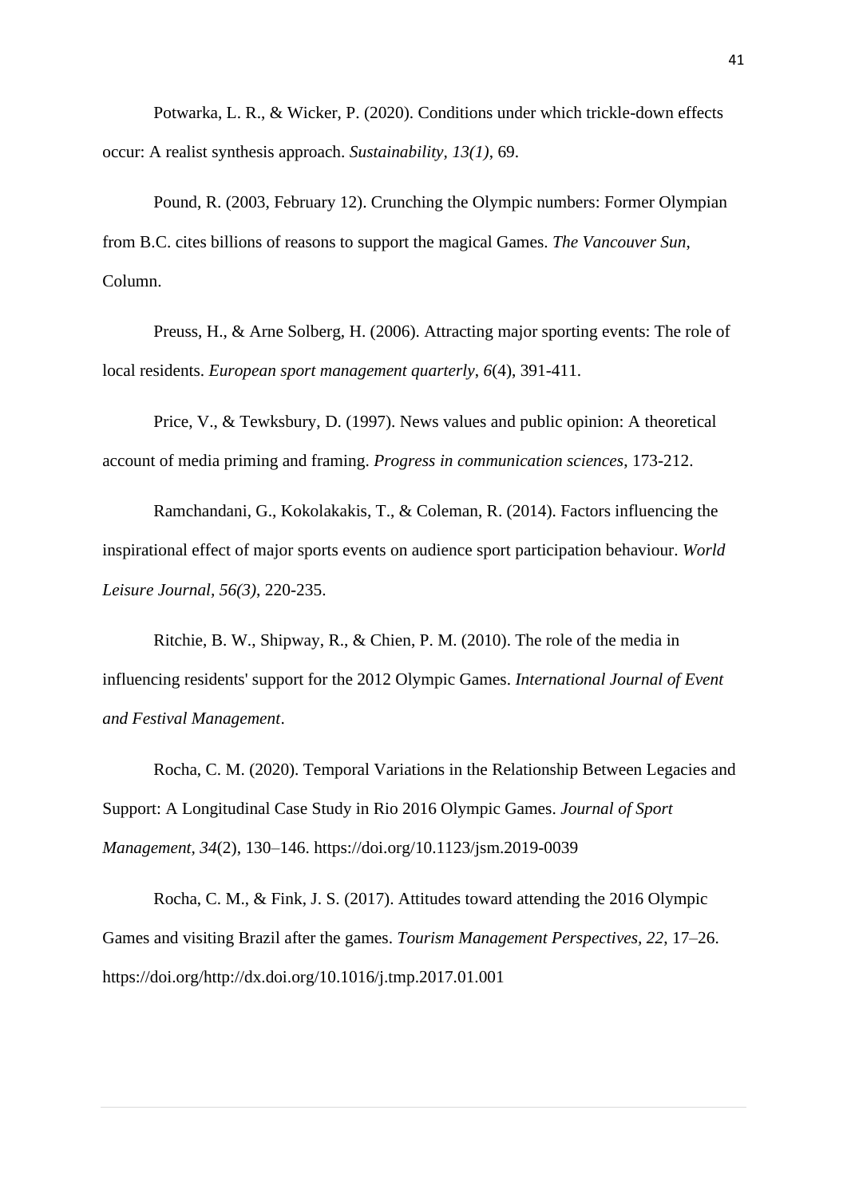Potwarka, L. R., & Wicker, P. (2020). Conditions under which trickle-down effects occur: A realist synthesis approach. *Sustainability, 13(1)*, 69.

Pound, R. (2003, February 12). Crunching the Olympic numbers: Former Olympian from B.C. cites billions of reasons to support the magical Games. *The Vancouver Sun*, Column.

Preuss, H., & Arne Solberg, H. (2006). Attracting major sporting events: The role of local residents. *European sport management quarterly*, *6*(4), 391-411.

Price, V., & Tewksbury, D. (1997). News values and public opinion: A theoretical account of media priming and framing. *Progress in communication sciences*, 173-212.

Ramchandani, G., Kokolakakis, T., & Coleman, R. (2014). Factors influencing the inspirational effect of major sports events on audience sport participation behaviour. *World Leisure Journal, 56(3)*, 220-235.

Ritchie, B. W., Shipway, R., & Chien, P. M. (2010). The role of the media in influencing residents' support for the 2012 Olympic Games. *International Journal of Event and Festival Management*.

Rocha, C. M. (2020). Temporal Variations in the Relationship Between Legacies and Support: A Longitudinal Case Study in Rio 2016 Olympic Games. *Journal of Sport Management, 34*(2), 130–146. https://doi.org/10.1123/jsm.2019-0039

Rocha, C. M., & Fink, J. S. (2017). Attitudes toward attending the 2016 Olympic Games and visiting Brazil after the games. *Tourism Management Perspectives, 22*, 17–26. https://doi.org/http://dx.doi.org/10.1016/j.tmp.2017.01.001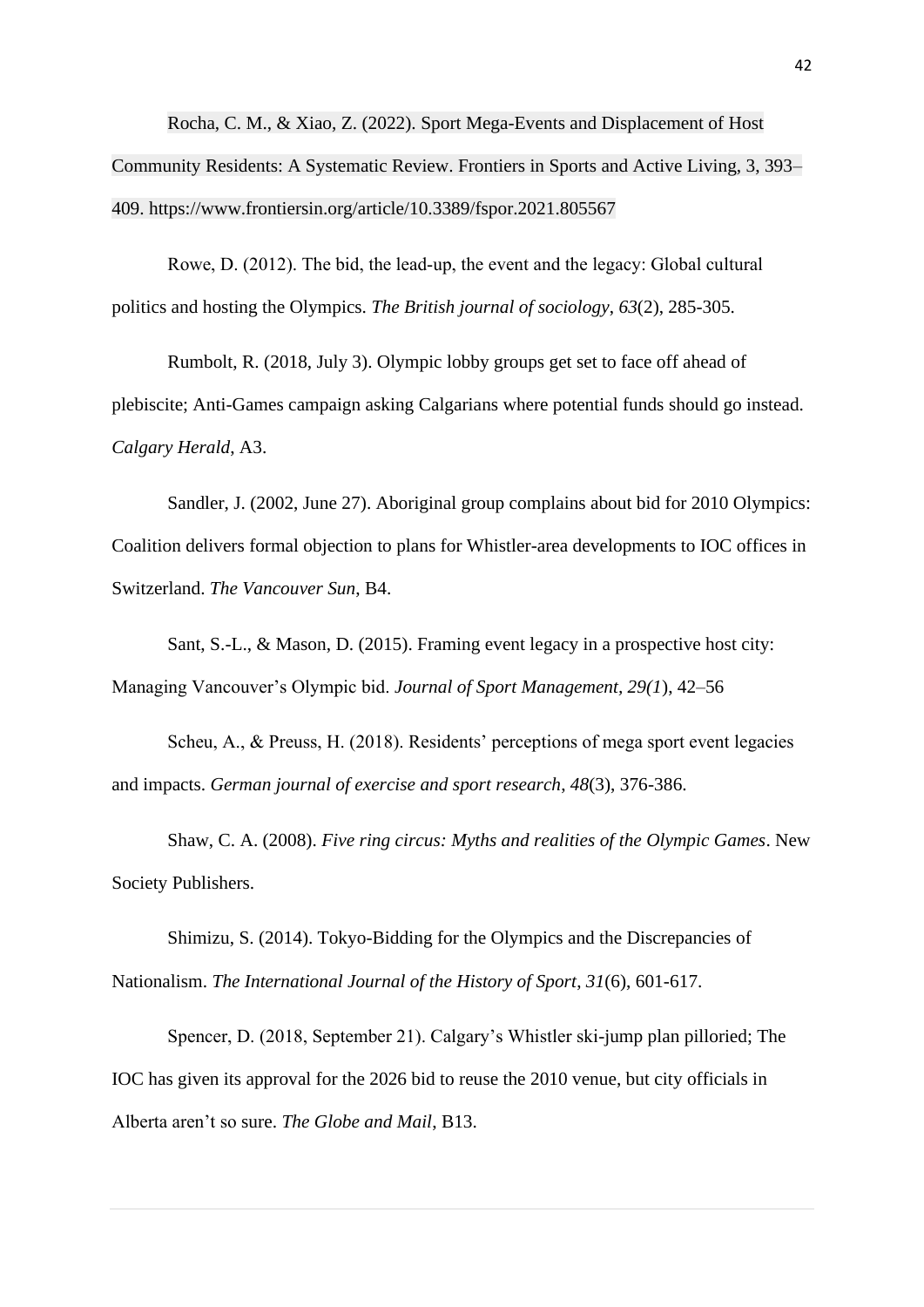Rocha, C. M., & Xiao, Z. (2022). Sport Mega-Events and Displacement of Host Community Residents: A Systematic Review. Frontiers in Sports and Active Living, 3, 393–409. https://www.frontiersin.org/article/10.3389/fspor.2021.805567

Rowe, D. (2012). The bid, the lead-up, the event and the legacy: Global cultural politics and hosting the Olympics. *The British journal of sociology*, *63*(2), 285-305.

Rumbolt, R. (2018, July 3). Olympic lobby groups get set to face off ahead of plebiscite; Anti-Games campaign asking Calgarians where potential funds should go instead. *Calgary Herald*, A3.

Sandler, J. (2002, June 27). Aboriginal group complains about bid for 2010 Olympics: Coalition delivers formal objection to plans for Whistler-area developments to IOC offices in Switzerland. *The Vancouver Sun*, B4.

Sant, S.-L., & Mason, D. (2015). Framing event legacy in a prospective host city: Managing Vancouver's Olympic bid. *Journal of Sport Management, 29(1)*, 42–56

Scheu, A., & Preuss, H. (2018). Residents' perceptions of mega sport event legacies and impacts. *German journal of exercise and sport research*, *48*(3), 376-386.

Shaw, C. A. (2008). *Five ring circus: Myths and realities of the Olympic Games*. New Society Publishers.

Shimizu, S. (2014). Tokyo-Bidding for the Olympics and the Discrepancies of Nationalism. *The International Journal of the History of Sport*, *31*(6), 601-617.

Spencer, D. (2018, September 21). Calgary's Whistler ski-jump plan pilloried; The IOC has given its approval for the 2026 bid to reuse the 2010 venue, but city officials in Alberta aren't so sure. *The Globe and Mail*, B13.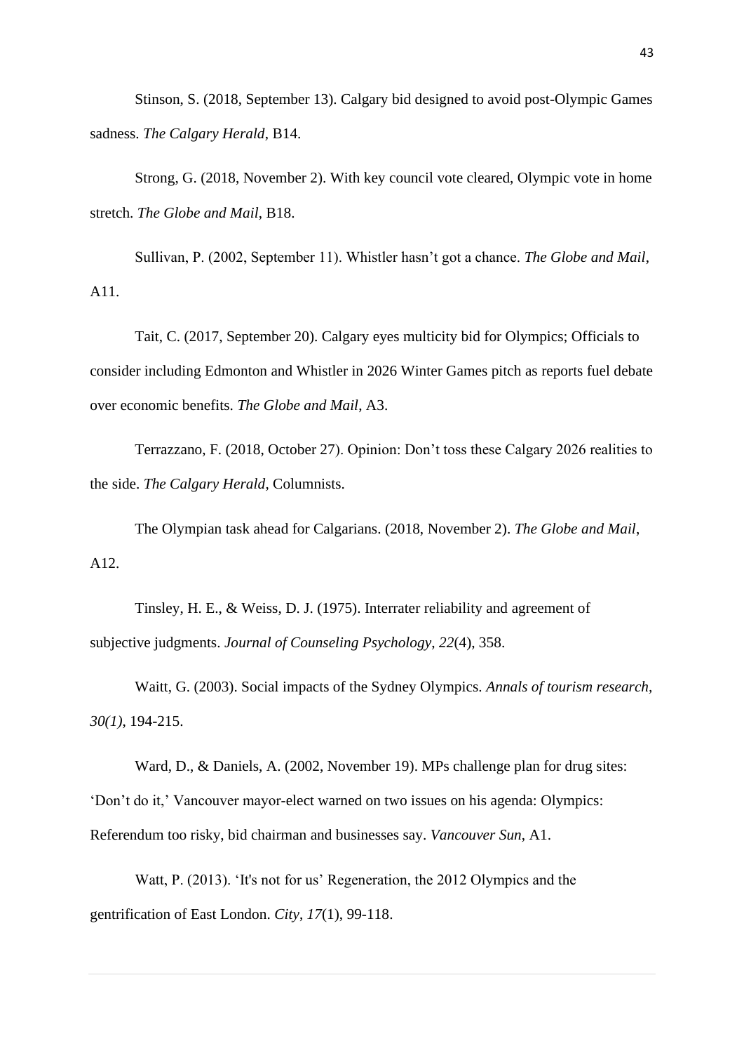Stinson, S. (2018, September 13). Calgary bid designed to avoid post-Olympic Games sadness. *The Calgary Herald*, B14.

Strong, G. (2018, November 2). With key council vote cleared, Olympic vote in home stretch. *The Globe and Mail*, B18.

Sullivan, P. (2002, September 11). Whistler hasn't got a chance. *The Globe and Mail*, A11.

Tait, C. (2017, September 20). Calgary eyes multicity bid for Olympics; Officials to consider including Edmonton and Whistler in 2026 Winter Games pitch as reports fuel debate over economic benefits. *The Globe and Mail*, A3.

Terrazzano, F. (2018, October 27). Opinion: Don't toss these Calgary 2026 realities to the side. *The Calgary Herald*, Columnists.

The Olympian task ahead for Calgarians. (2018, November 2). *The Globe and Mail*, A12.

Tinsley, H. E., & Weiss, D. J. (1975). Interrater reliability and agreement of subjective judgments. *Journal of Counseling Psychology*, *22*(4), 358.

Waitt, G. (2003). Social impacts of the Sydney Olympics. *Annals of tourism research*, *30(1)*, 194-215.

Ward, D., & Daniels, A. (2002, November 19). MPs challenge plan for drug sites: 'Don't do it,' Vancouver mayor-elect warned on two issues on his agenda: Olympics: Referendum too risky, bid chairman and businesses say. *Vancouver Sun*, A1.

Watt, P. (2013). 'It's not for us' Regeneration, the 2012 Olympics and the gentrification of East London. *City*, *17*(1), 99-118.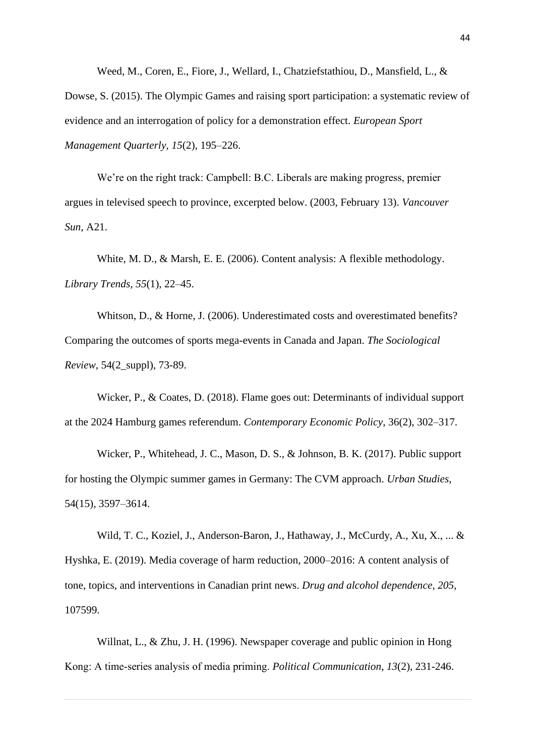Weed, M., Coren, E., Fiore, J., Wellard, I., Chatziefstathiou, D., Mansfield, L., & Dowse, S. (2015). The Olympic Games and raising sport participation: a systematic review of evidence and an interrogation of policy for a demonstration effect. *European Sport Management Quarterly, 15*(2), 195–226.

We're on the right track: Campbell: B.C. Liberals are making progress, premier argues in televised speech to province, excerpted below. (2003, February 13). *Vancouver Sun*, A21.

White, M. D., & Marsh, E. E. (2006). Content analysis: A flexible methodology. *Library Trends, 55*(1), 22–45.

Whitson, D., & Horne, J. (2006). Underestimated costs and overestimated benefits? Comparing the outcomes of sports mega-events in Canada and Japan. *The Sociological Review*, 54(2_suppl), 73-89.

Wicker, P., & Coates, D. (2018). Flame goes out: Determinants of individual support at the 2024 Hamburg games referendum. *Contemporary Economic Policy*, 36(2), 302–317.

Wicker, P., Whitehead, J. C., Mason, D. S., & Johnson, B. K. (2017). Public support for hosting the Olympic summer games in Germany: The CVM approach. *Urban Studies*, 54(15), 3597–3614.

Wild, T. C., Koziel, J., Anderson-Baron, J., Hathaway, J., McCurdy, A., Xu, X., ... & Hyshka, E. (2019). Media coverage of harm reduction, 2000–2016: A content analysis of tone, topics, and interventions in Canadian print news. *Drug and alcohol dependence, 205*, 107599.

Willnat, L., & Zhu, J. H. (1996). Newspaper coverage and public opinion in Hong Kong: A time-series analysis of media priming. *Political Communication*, *13*(2), 231-246.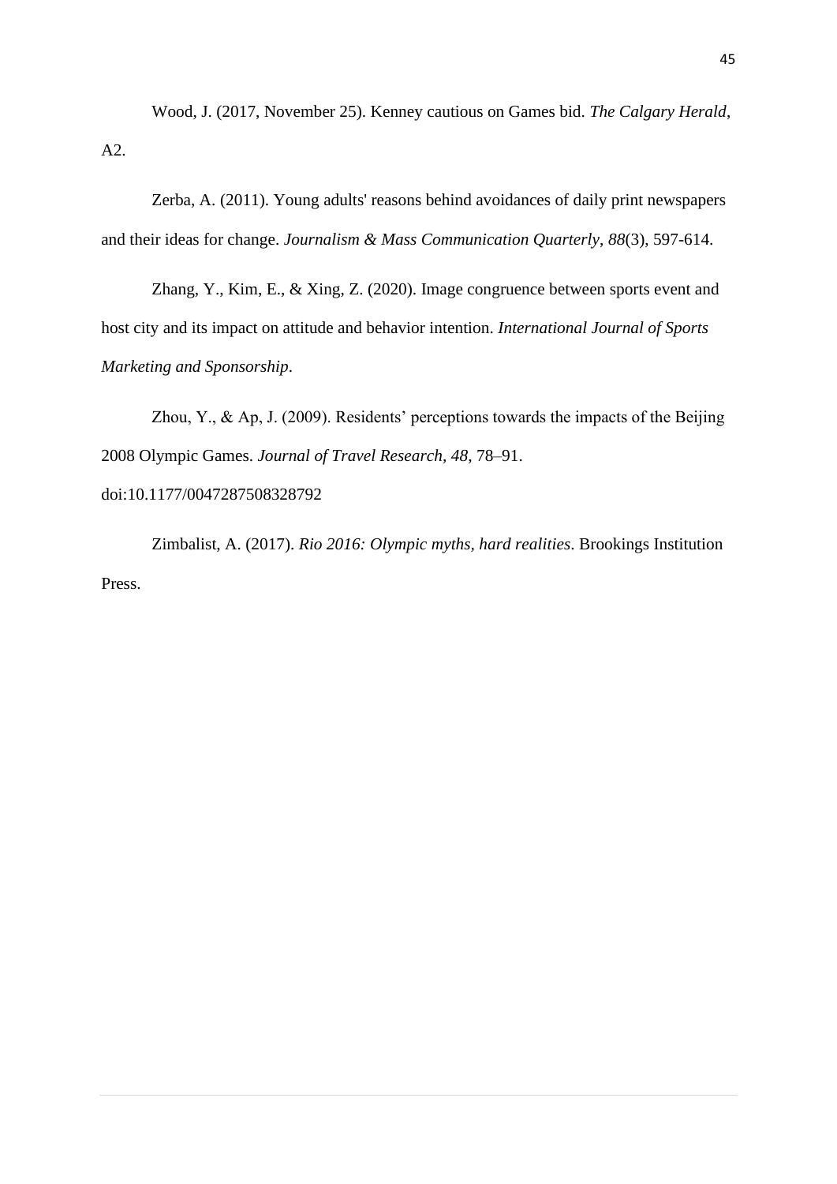Wood, J. (2017, November 25). Kenney cautious on Games bid. *The Calgary Herald*, A2.

Zerba, A. (2011). Young adults' reasons behind avoidances of daily print newspapers and their ideas for change. *Journalism & Mass Communication Quarterly*, *88*(3), 597-614.

Zhang, Y., Kim, E., & Xing, Z. (2020). Image congruence between sports event and host city and its impact on attitude and behavior intention. *International Journal of Sports Marketing and Sponsorship*.

Zhou, Y., & Ap, J. (2009). Residents' perceptions towards the impacts of the Beijing 2008 Olympic Games. *Journal of Travel Research, 48*, 78–91. doi:10.1177/0047287508328792

Zimbalist, A. (2017). *Rio 2016: Olympic myths, hard realities*. Brookings Institution Press.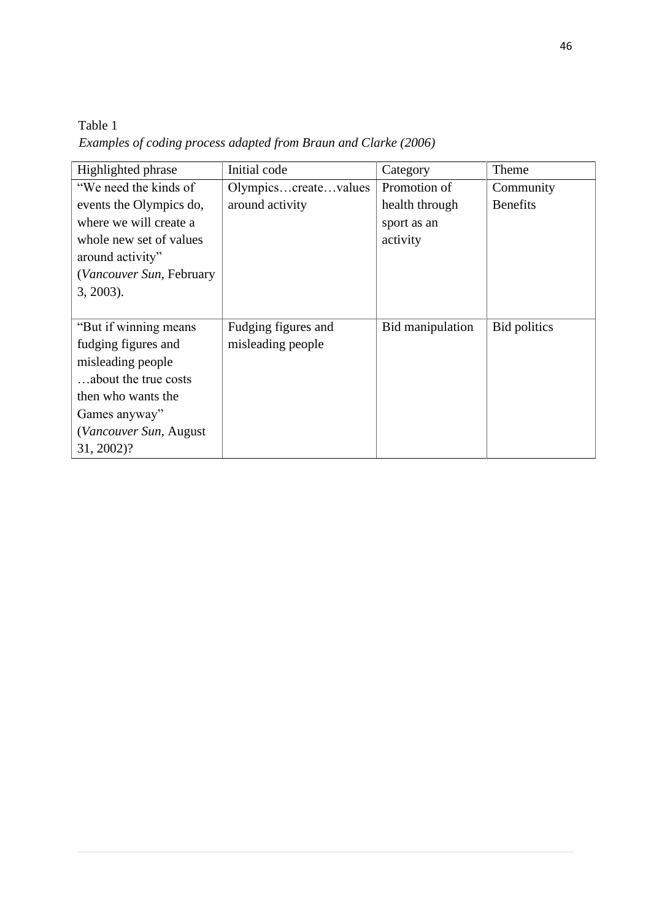Table 1

*Examples of coding process adapted from Braun and Clarke (2006)*

| Highlighted phrase | Initial code | Category | Theme |
|---|---|---|---|
| "We need the kinds of events the Olympics do, where we will create a whole new set of values around activity" (*Vancouver Sun*, February 3, 2003). | Olympics…create…values around activity | Promotion of health through sport as an activity | Community Benefits |
| "But if winning means fudging figures and misleading people …about the true costs then who wants the Games anyway" (*Vancouver Sun*, August 31, 2002)? | Fudging figures and misleading people | Bid manipulation | Bid politics |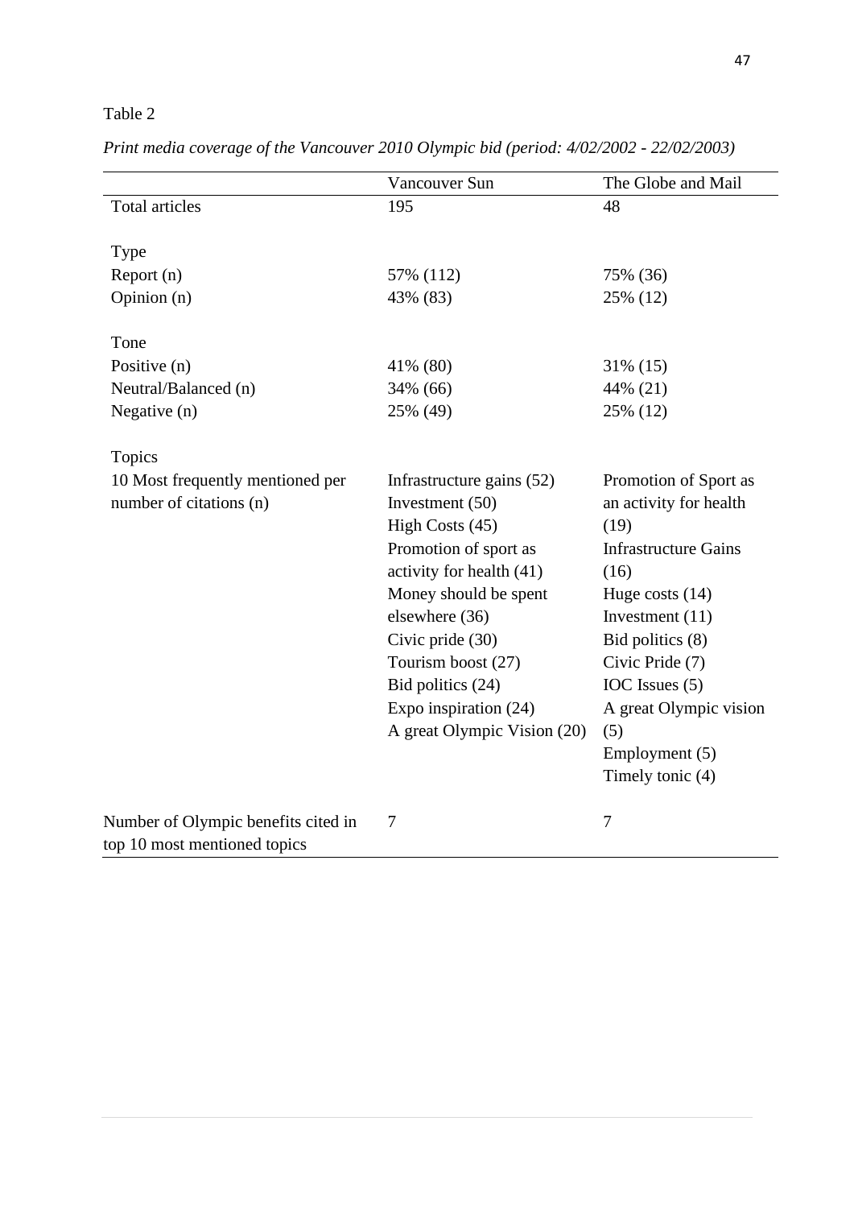Table 2

*Print media coverage of the Vancouver 2010 Olympic bid (period: 4/02/2002 - 22/02/2003)*

| | Vancouver Sun | The Globe and Mail |
|---|---|---|
| Total articles | 195 | 48 |
| | | |
| Type | | |
| Report (n) | 57% (112) | 75% (36) |
| Opinion (n) | 43% (83) | 25% (12) |
| | | |
| Tone | | |
| Positive (n) | 41% (80) | 31% (15) |
| Neutral/Balanced (n) | 34% (66) | 44% (21) |
| Negative (n) | 25% (49) | 25% (12) |
| | | |
| Topics | | |
| 10 Most frequently mentioned per number of citations (n) | Infrastructure gains (52)<br>Investment (50)<br>High Costs (45)<br>Promotion of sport as activity for health (41)<br>Money should be spent elsewhere (36)<br>Civic pride (30)<br>Tourism boost (27)<br>Bid politics (24)<br>Expo inspiration (24)<br>A great Olympic Vision (20) | Promotion of Sport as an activity for health (19)<br>Infrastructure Gains (16)<br>Huge costs (14)<br>Investment (11)<br>Bid politics (8)<br>Civic Pride (7)<br>IOC Issues (5)<br>A great Olympic vision (5)<br>Employment (5)<br>Timely tonic (4) |
| | | |
| Number of Olympic benefits cited in top 10 most mentioned topics | 7 | 7 |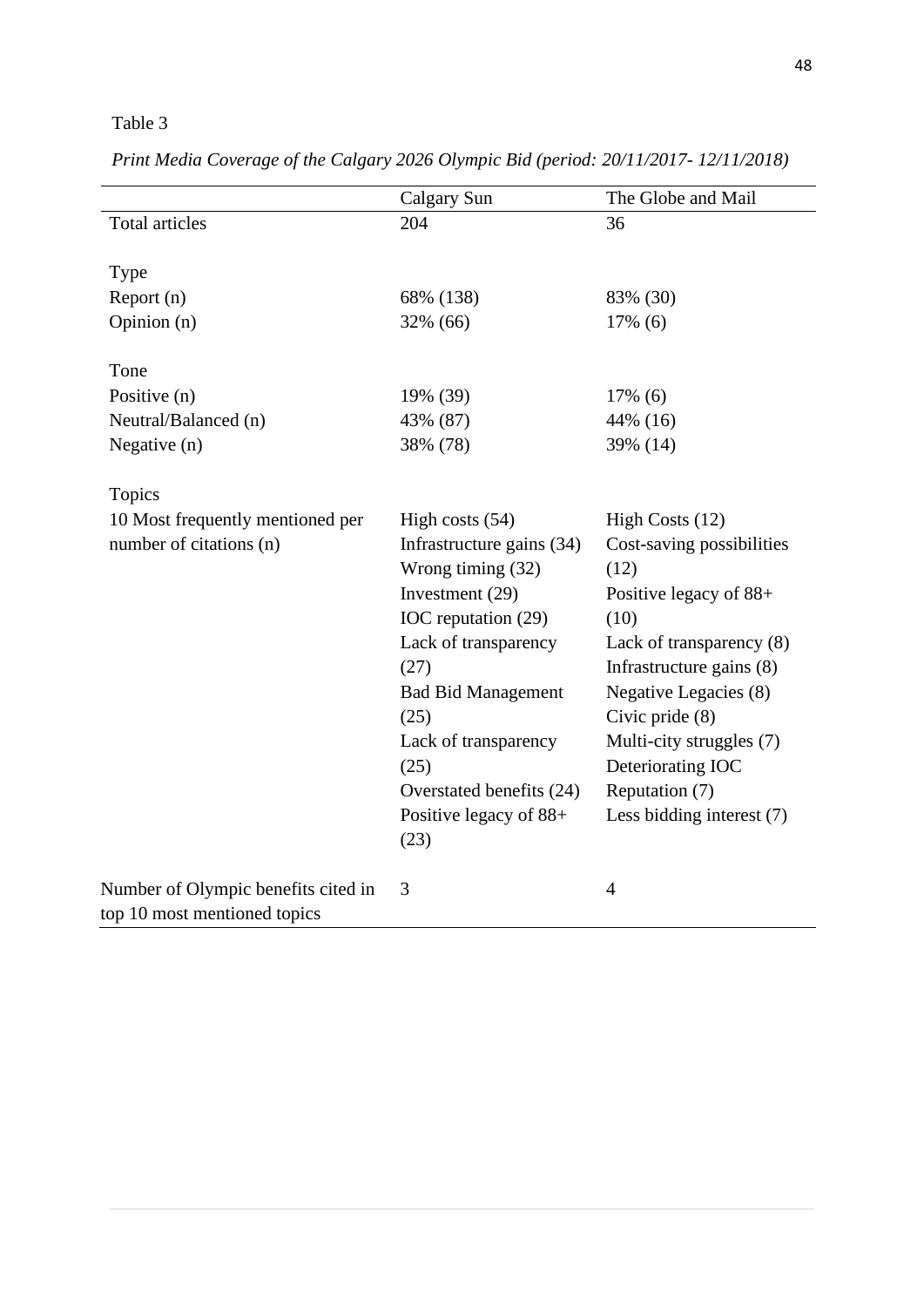Table 3

*Print Media Coverage of the Calgary 2026 Olympic Bid (period: 20/11/2017- 12/11/2018)*

| | Calgary Sun | The Globe and Mail |
|---|---|---|
| Total articles | 204 | 36 |
| | | |
| Type | | |
| Report (n) | 68% (138) | 83% (30) |
| Opinion (n) | 32% (66) | 17% (6) |
| | | |
| Tone | | |
| Positive (n) | 19% (39) | 17% (6) |
| Neutral/Balanced (n) | 43% (87) | 44% (16) |
| Negative (n) | 38% (78) | 39% (14) |
| | | |
| Topics | | |
| 10 Most frequently mentioned per number of citations (n) | High costs (54)<br>Infrastructure gains (34)<br>Wrong timing (32)<br>Investment (29)<br>IOC reputation (29)<br>Lack of transparency (27)<br>Bad Bid Management (25)<br>Lack of transparency (25)<br>Overstated benefits (24)<br>Positive legacy of 88+ (23) | High Costs (12)<br>Cost-saving possibilities (12)<br>Positive legacy of 88+ (10)<br>Lack of transparency (8)<br>Infrastructure gains (8)<br>Negative Legacies (8)<br>Civic pride (8)<br>Multi-city struggles (7)<br>Deteriorating IOC Reputation (7)<br>Less bidding interest (7) |
| Number of Olympic benefits cited in top 10 most mentioned topics | 3 | 4 |